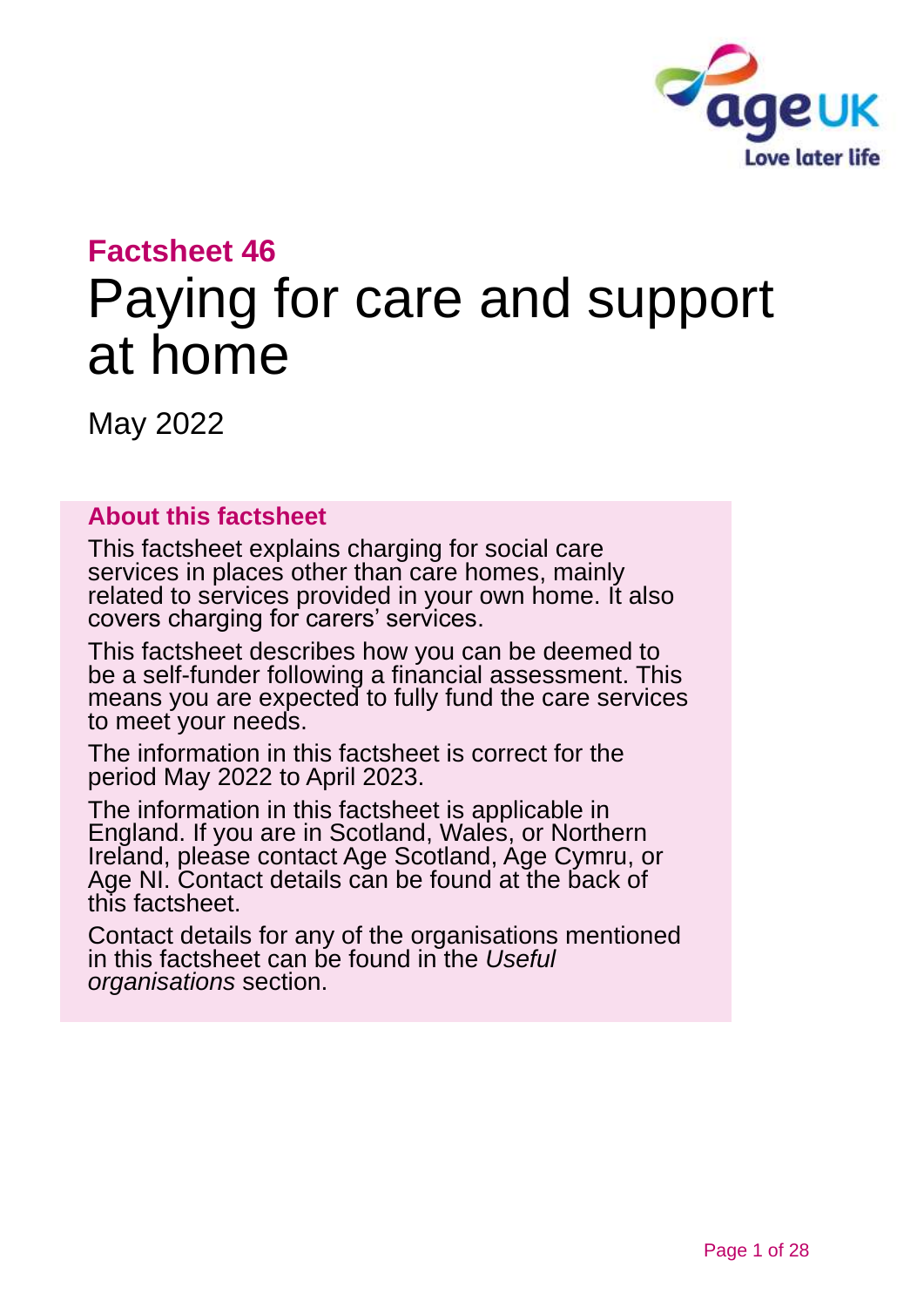## Factsheet 46

# Paying for care and support at home

May 2022

### About this factsheet

This factsheet explains charging for social care services in places other than care homes, mainly related to services provided in your own home. It also covers charging for carers' services.

This factsheet describes how you can be deemed to be a self-funder following a financial assessment. This means you are expected to fully fund the care services to meet your needs.

The information in this factsheet is correct for the period May 2022 to April 2023.

The information in this factsheet is applicable in England. If you are in Scotland, Wales, or Northern Ireland, please contact Age Scotland, Age Cymru, or Age NI. Contact details can be found at the back of this factsheet.

Contact details for any of the organisations mentioned in this factsheet can be found in the *Useful organisations* section.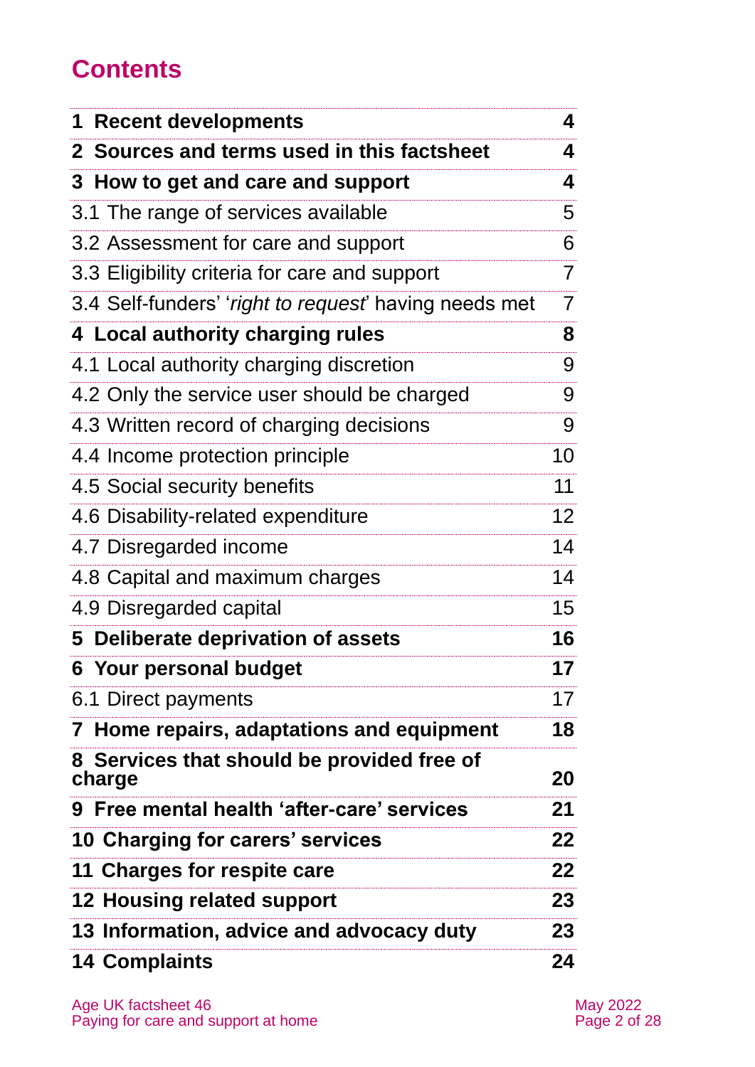# Contents

| | |
|---|---|
| **1 Recent developments** | **4** |
| **2 Sources and terms used in this factsheet** | **4** |
| **3 How to get and care and support** | **4** |
| 3.1 The range of services available | 5 |
| 3.2 Assessment for care and support | 6 |
| 3.3 Eligibility criteria for care and support | 7 |
| 3.4 Self-funders' '*right to request*' having needs met | 7 |
| **4 Local authority charging rules** | **8** |
| 4.1 Local authority charging discretion | 9 |
| 4.2 Only the service user should be charged | 9 |
| 4.3 Written record of charging decisions | 9 |
| 4.4 Income protection principle | 10 |
| 4.5 Social security benefits | 11 |
| 4.6 Disability-related expenditure | 12 |
| 4.7 Disregarded income | 14 |
| 4.8 Capital and maximum charges | 14 |
| 4.9 Disregarded capital | 15 |
| **5 Deliberate deprivation of assets** | **16** |
| **6 Your personal budget** | **17** |
| 6.1 Direct payments | 17 |
| **7 Home repairs, adaptations and equipment** | **18** |
| **8 Services that should be provided free of charge** | **20** |
| **9 Free mental health 'after-care' services** | **21** |
| **10 Charging for carers' services** | **22** |
| **11 Charges for respite care** | **22** |
| **12 Housing related support** | **23** |
| **13 Information, advice and advocacy duty** | **23** |
| **14 Complaints** | **24** |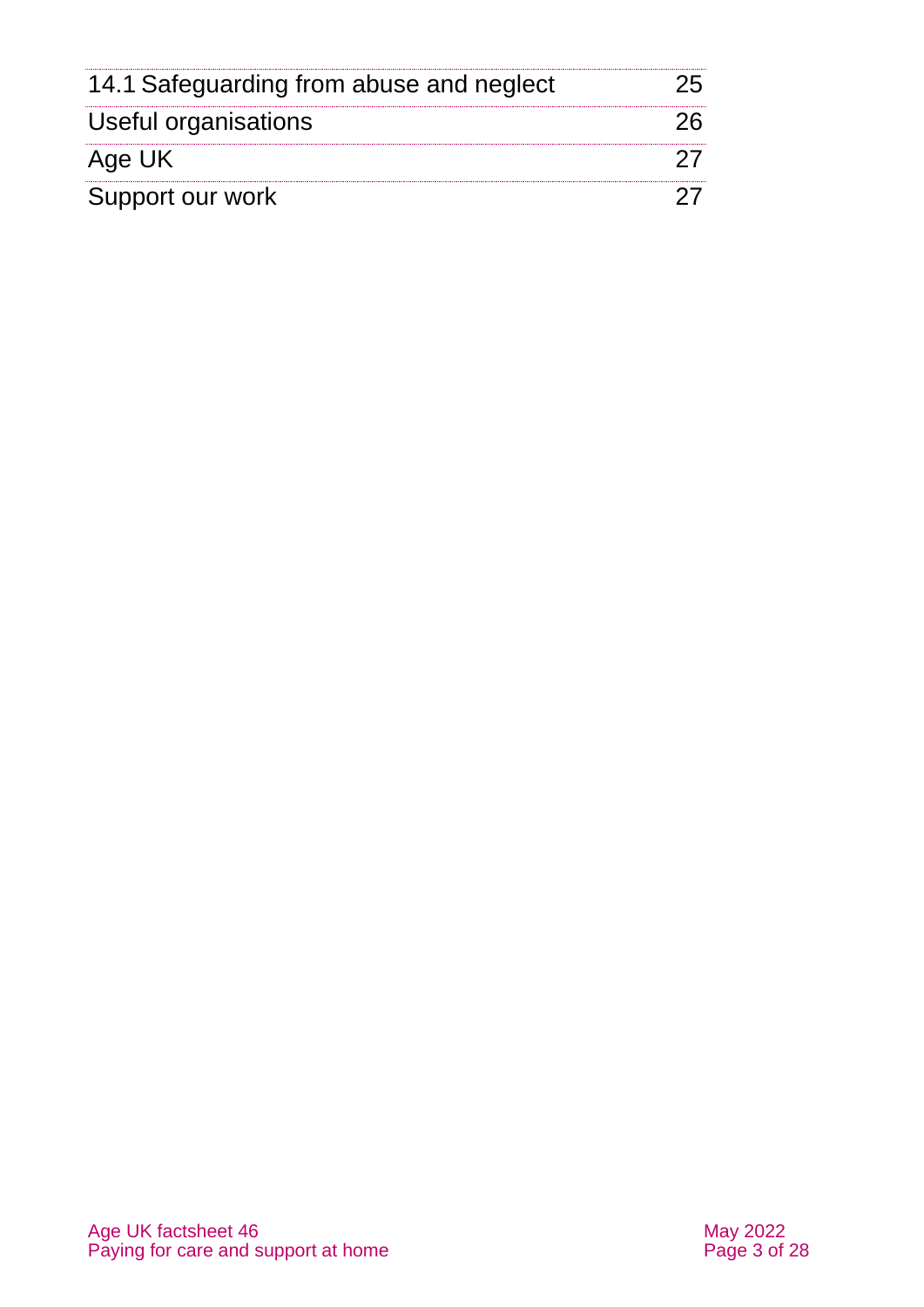| | |
|---|---|
| 14.1 Safeguarding from abuse and neglect | 25 |
| Useful organisations | 26 |
| Age UK | 27 |
| Support our work | 27 |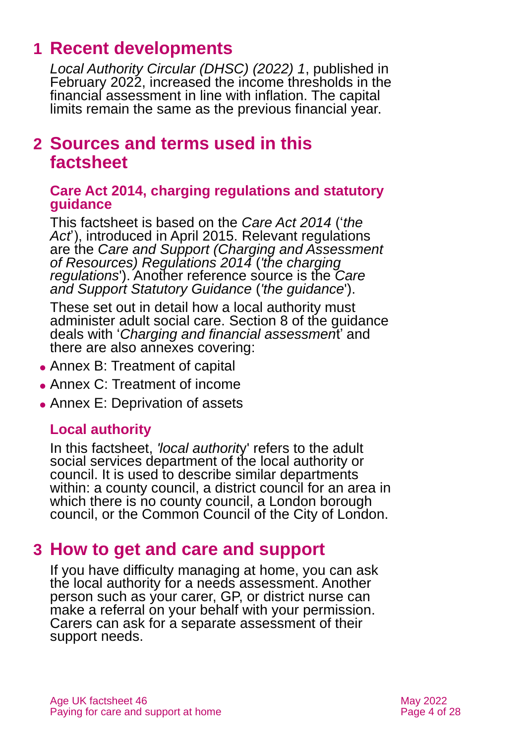# 1 Recent developments

*Local Authority Circular (DHSC) (2022) 1*, published in February 2022, increased the income thresholds in the financial assessment in line with inflation. The capital limits remain the same as the previous financial year.

# 2 Sources and terms used in this factsheet

### Care Act 2014, charging regulations and statutory guidance

This factsheet is based on the *Care Act 2014* ('*the Act*'), introduced in April 2015. Relevant regulations are the *Care and Support (Charging and Assessment of Resources) Regulations 2014* ('*the charging regulations*'). Another reference source is the *Care and Support Statutory Guidance* ('*the guidance*').

These set out in detail how a local authority must administer adult social care. Section 8 of the guidance deals with '*Charging and financial assessment*' and there are also annexes covering:

- Annex B: Treatment of capital
- Annex C: Treatment of income
- Annex E: Deprivation of assets

### Local authority

In this factsheet, '*local authority*' refers to the adult social services department of the local authority or council. It is used to describe similar departments within: a county council, a district council for an area in which there is no county council, a London borough council, or the Common Council of the City of London.

# 3 How to get and care and support

If you have difficulty managing at home, you can ask the local authority for a needs assessment. Another person such as your carer, GP, or district nurse can make a referral on your behalf with your permission. Carers can ask for a separate assessment of their support needs.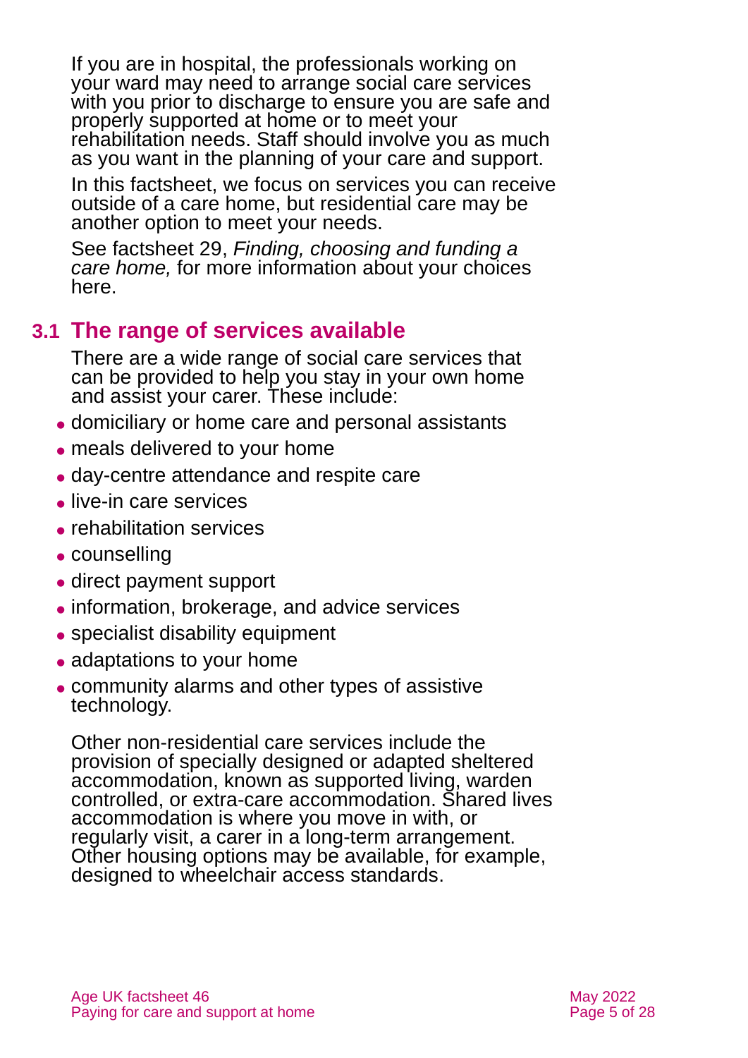If you are in hospital, the professionals working on your ward may need to arrange social care services with you prior to discharge to ensure you are safe and properly supported at home or to meet your rehabilitation needs. Staff should involve you as much as you want in the planning of your care and support.

In this factsheet, we focus on services you can receive outside of a care home, but residential care may be another option to meet your needs.

See factsheet 29, *Finding, choosing and funding a care home,* for more information about your choices here.

## 3.1 The range of services available

There are a wide range of social care services that can be provided to help you stay in your own home and assist your carer. These include:

- domiciliary or home care and personal assistants
- meals delivered to your home
- day-centre attendance and respite care
- live-in care services
- rehabilitation services
- counselling
- direct payment support
- information, brokerage, and advice services
- specialist disability equipment
- adaptations to your home
- community alarms and other types of assistive technology.

Other non-residential care services include the provision of specially designed or adapted sheltered accommodation, known as supported living, warden controlled, or extra-care accommodation. Shared lives accommodation is where you move in with, or regularly visit, a carer in a long-term arrangement. Other housing options may be available, for example, designed to wheelchair access standards.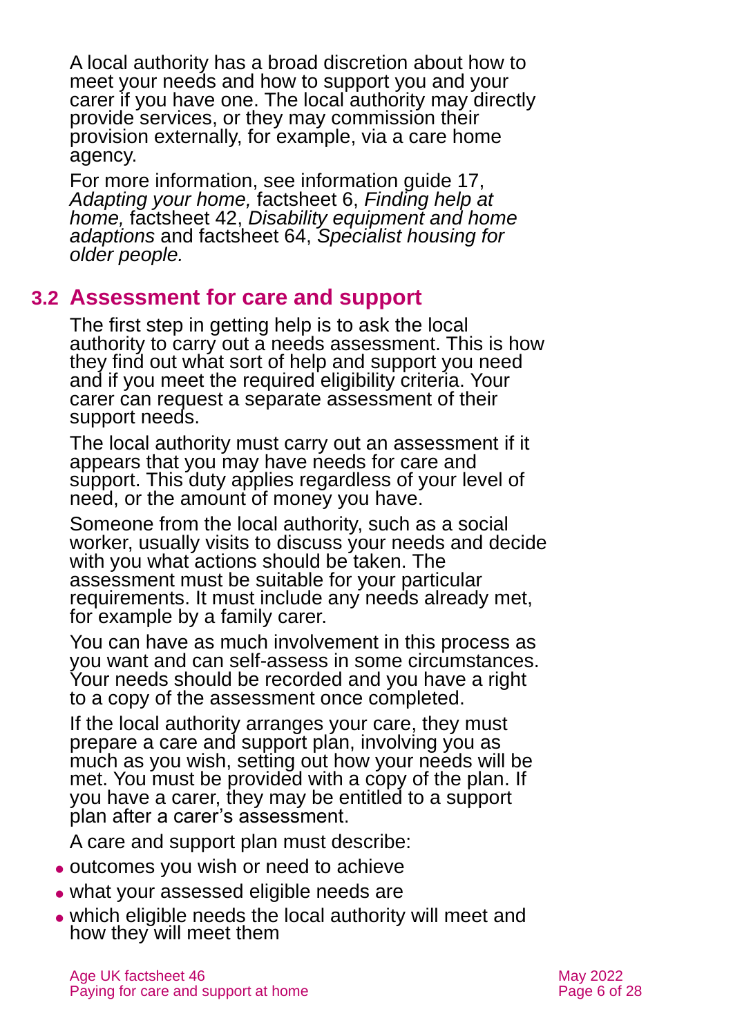A local authority has a broad discretion about how to meet your needs and how to support you and your carer if you have one. The local authority may directly provide services, or they may commission their provision externally, for example, via a care home agency.

For more information, see information guide 17, *Adapting your home,* factsheet 6, *Finding help at home,* factsheet 42, *Disability equipment and home adaptions* and factsheet 64, *Specialist housing for older people.*

## 3.2 Assessment for care and support

The first step in getting help is to ask the local authority to carry out a needs assessment. This is how they find out what sort of help and support you need and if you meet the required eligibility criteria. Your carer can request a separate assessment of their support needs.

The local authority must carry out an assessment if it appears that you may have needs for care and support. This duty applies regardless of your level of need, or the amount of money you have.

Someone from the local authority, such as a social worker, usually visits to discuss your needs and decide with you what actions should be taken. The assessment must be suitable for your particular requirements. It must include any needs already met, for example by a family carer.

You can have as much involvement in this process as you want and can self-assess in some circumstances. Your needs should be recorded and you have a right to a copy of the assessment once completed.

If the local authority arranges your care, they must prepare a care and support plan, involving you as much as you wish, setting out how your needs will be met. You must be provided with a copy of the plan. If you have a carer, they may be entitled to a support plan after a carer's assessment.

A care and support plan must describe:

- outcomes you wish or need to achieve
- what your assessed eligible needs are
- which eligible needs the local authority will meet and how they will meet them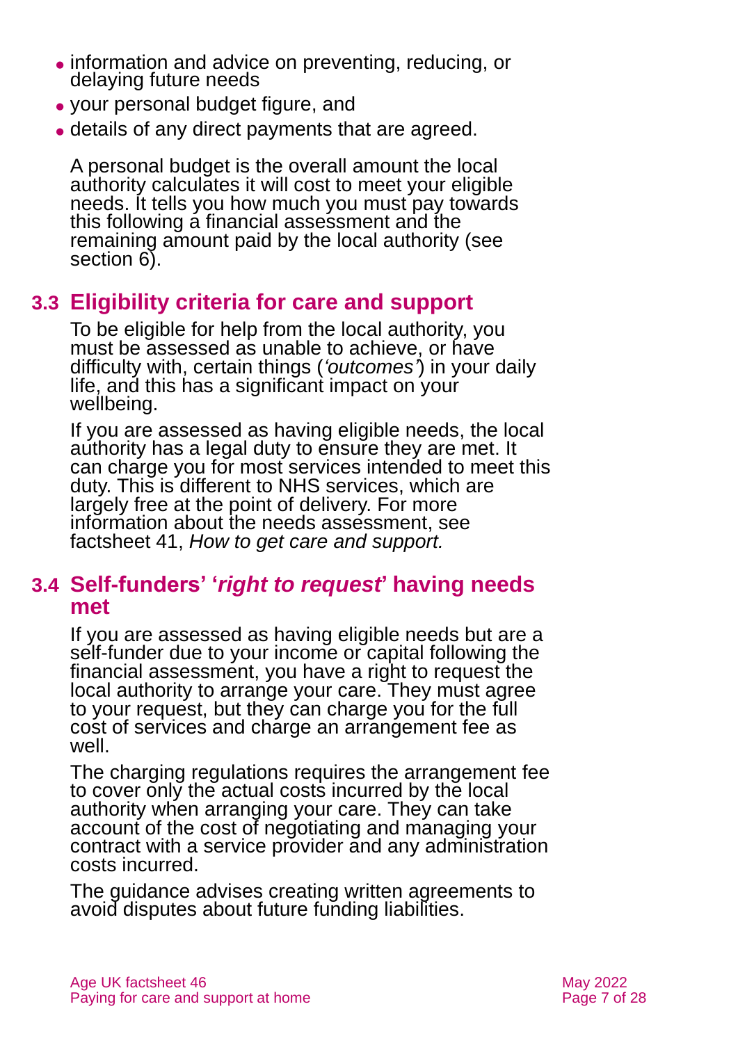- information and advice on preventing, reducing, or delaying future needs
- your personal budget figure, and
- details of any direct payments that are agreed.

A personal budget is the overall amount the local authority calculates it will cost to meet your eligible needs. It tells you how much you must pay towards this following a financial assessment and the remaining amount paid by the local authority (see section 6).

## 3.3 Eligibility criteria for care and support

To be eligible for help from the local authority, you must be assessed as unable to achieve, or have difficulty with, certain things (*'outcomes'*) in your daily life, and this has a significant impact on your wellbeing.

If you are assessed as having eligible needs, the local authority has a legal duty to ensure they are met. It can charge you for most services intended to meet this duty. This is different to NHS services, which are largely free at the point of delivery. For more information about the needs assessment, see factsheet 41, *How to get care and support.*

## 3.4 Self-funders' '*right to request*' having needs met

If you are assessed as having eligible needs but are a self-funder due to your income or capital following the financial assessment, you have a right to request the local authority to arrange your care. They must agree to your request, but they can charge you for the full cost of services and charge an arrangement fee as well.

The charging regulations requires the arrangement fee to cover only the actual costs incurred by the local authority when arranging your care. They can take account of the cost of negotiating and managing your contract with a service provider and any administration costs incurred.

The guidance advises creating written agreements to avoid disputes about future funding liabilities.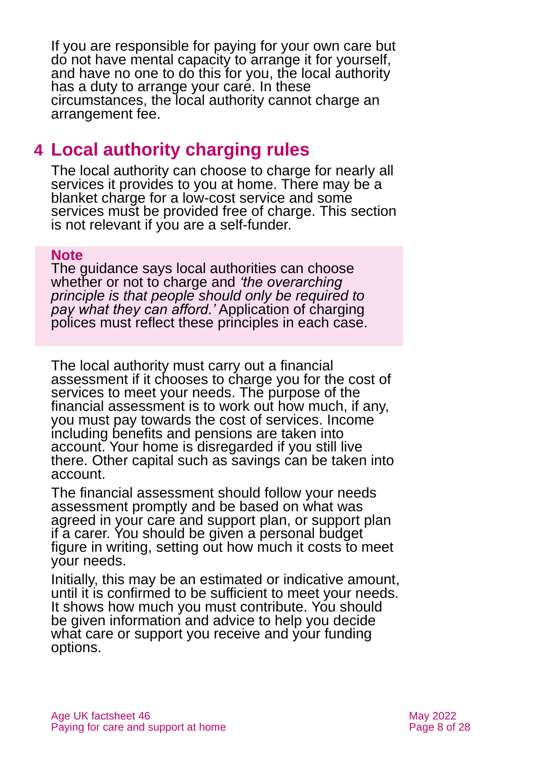If you are responsible for paying for your own care but do not have mental capacity to arrange it for yourself, and have no one to do this for you, the local authority has a duty to arrange your care. In these circumstances, the local authority cannot charge an arrangement fee.

## 4 Local authority charging rules

The local authority can choose to charge for nearly all services it provides to you at home. There may be a blanket charge for a low-cost service and some services must be provided free of charge. This section is not relevant if you are a self-funder.

**Note**
The guidance says local authorities can choose whether or not to charge and *'the overarching principle is that people should only be required to pay what they can afford.'* Application of charging polices must reflect these principles in each case.

The local authority must carry out a financial assessment if it chooses to charge you for the cost of services to meet your needs. The purpose of the financial assessment is to work out how much, if any, you must pay towards the cost of services. Income including benefits and pensions are taken into account. Your home is disregarded if you still live there. Other capital such as savings can be taken into account.

The financial assessment should follow your needs assessment promptly and be based on what was agreed in your care and support plan, or support plan if a carer. You should be given a personal budget figure in writing, setting out how much it costs to meet your needs.

Initially, this may be an estimated or indicative amount, until it is confirmed to be sufficient to meet your needs. It shows how much you must contribute. You should be given information and advice to help you decide what care or support you receive and your funding options.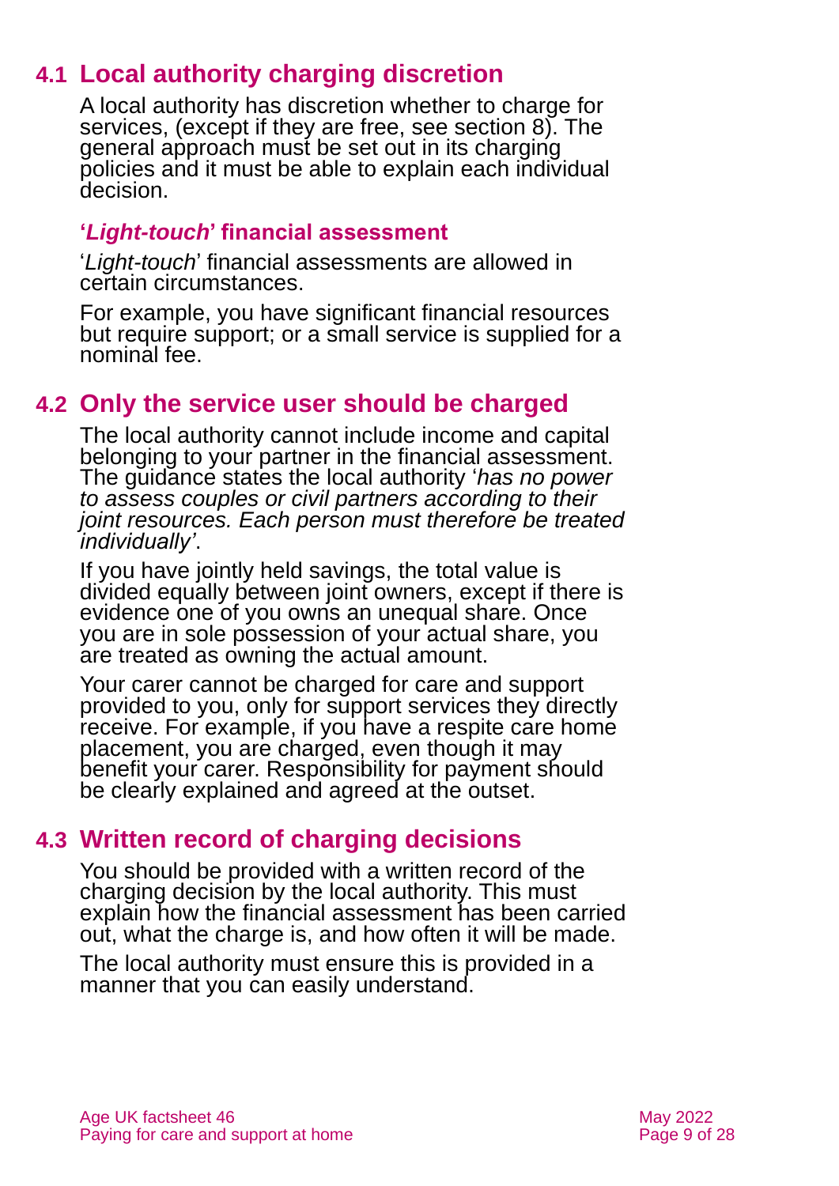## 4.1 Local authority charging discretion

A local authority has discretion whether to charge for services, (except if they are free, see section 8). The general approach must be set out in its charging policies and it must be able to explain each individual decision.

### '*Light-touch*' financial assessment

'*Light-touch*' financial assessments are allowed in certain circumstances.

For example, you have significant financial resources but require support; or a small service is supplied for a nominal fee.

## 4.2 Only the service user should be charged

The local authority cannot include income and capital belonging to your partner in the financial assessment. The guidance states the local authority '*has no power to assess couples or civil partners according to their joint resources. Each person must therefore be treated individually'*.

If you have jointly held savings, the total value is divided equally between joint owners, except if there is evidence one of you owns an unequal share. Once you are in sole possession of your actual share, you are treated as owning the actual amount.

Your carer cannot be charged for care and support provided to you, only for support services they directly receive. For example, if you have a respite care home placement, you are charged, even though it may benefit your carer. Responsibility for payment should be clearly explained and agreed at the outset.

## 4.3 Written record of charging decisions

You should be provided with a written record of the charging decision by the local authority. This must explain how the financial assessment has been carried out, what the charge is, and how often it will be made.

The local authority must ensure this is provided in a manner that you can easily understand.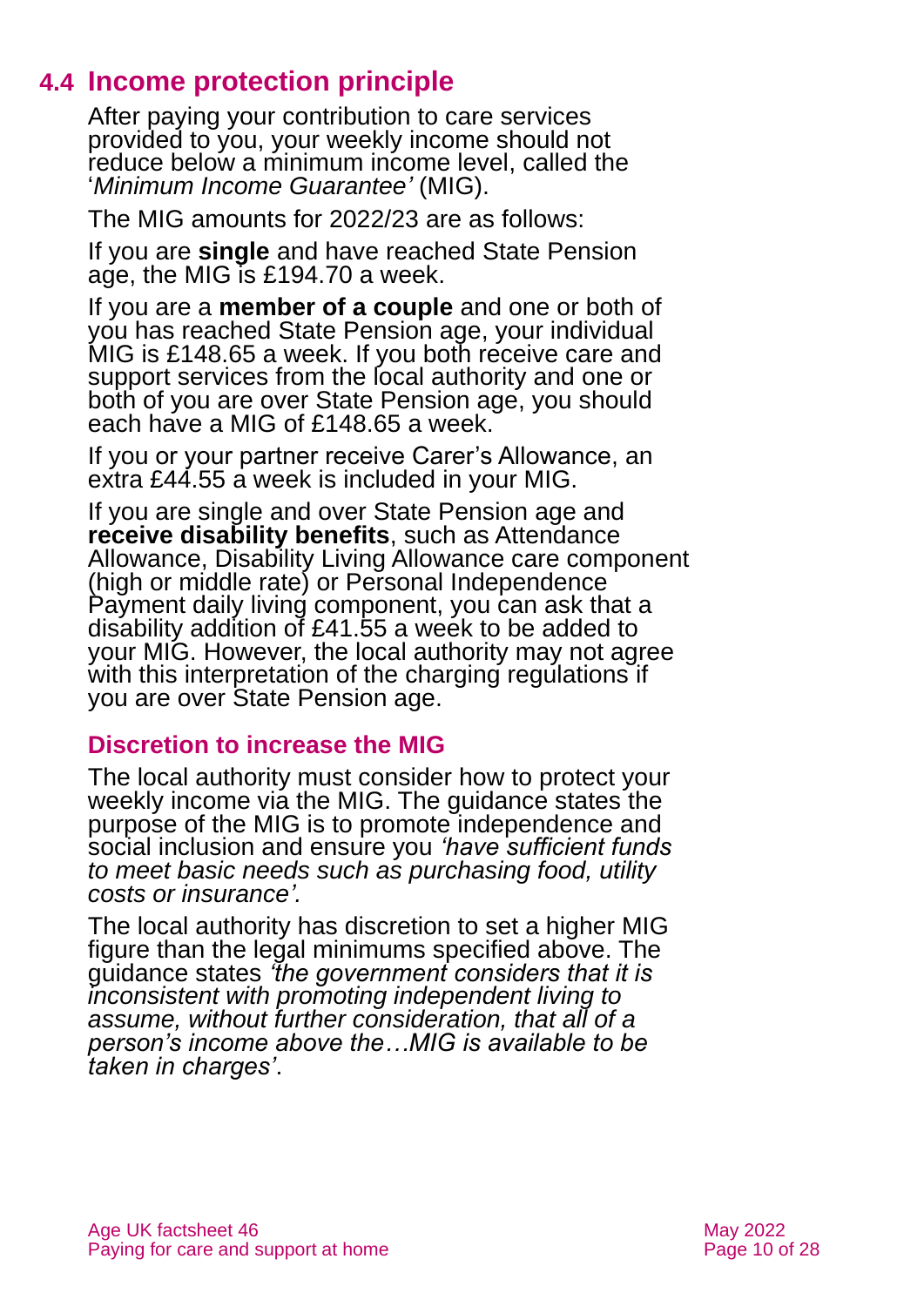## 4.4 Income protection principle

After paying your contribution to care services provided to you, your weekly income should not reduce below a minimum income level, called the '*Minimum Income Guarantee'* (MIG).

The MIG amounts for 2022/23 are as follows:

If you are **single** and have reached State Pension age, the MIG is £194.70 a week.

If you are a **member of a couple** and one or both of you has reached State Pension age, your individual MIG is £148.65 a week. If you both receive care and support services from the local authority and one or both of you are over State Pension age, you should each have a MIG of £148.65 a week.

If you or your partner receive Carer's Allowance, an extra £44.55 a week is included in your MIG.

If you are single and over State Pension age and **receive disability benefits**, such as Attendance Allowance, Disability Living Allowance care component (high or middle rate) or Personal Independence Payment daily living component, you can ask that a disability addition of £41.55 a week to be added to your MIG. However, the local authority may not agree with this interpretation of the charging regulations if you are over State Pension age.

### Discretion to increase the MIG

The local authority must consider how to protect your weekly income via the MIG. The guidance states the purpose of the MIG is to promote independence and social inclusion and ensure you *'have sufficient funds to meet basic needs such as purchasing food, utility costs or insurance'.*

The local authority has discretion to set a higher MIG figure than the legal minimums specified above. The guidance states *'the government considers that it is inconsistent with promoting independent living to assume, without further consideration, that all of a person's income above the…MIG is available to be taken in charges'*.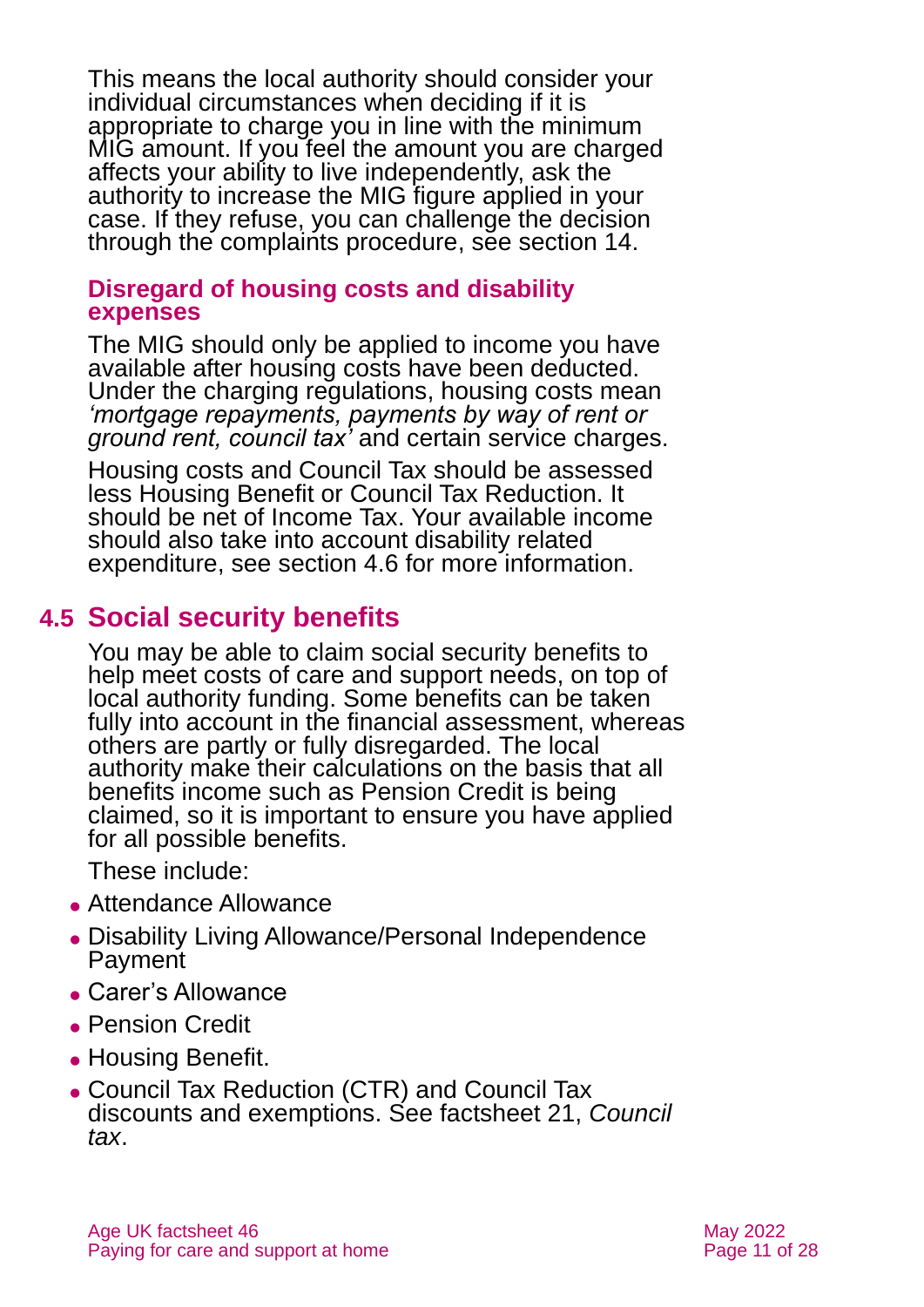This means the local authority should consider your individual circumstances when deciding if it is appropriate to charge you in line with the minimum MIG amount. If you feel the amount you are charged affects your ability to live independently, ask the authority to increase the MIG figure applied in your case. If they refuse, you can challenge the decision through the complaints procedure, see section 14.

### Disregard of housing costs and disability expenses

The MIG should only be applied to income you have available after housing costs have been deducted. Under the charging regulations, housing costs mean *'mortgage repayments, payments by way of rent or ground rent, council tax'* and certain service charges.

Housing costs and Council Tax should be assessed less Housing Benefit or Council Tax Reduction. It should be net of Income Tax. Your available income should also take into account disability related expenditure, see section 4.6 for more information.

## 4.5 Social security benefits

You may be able to claim social security benefits to help meet costs of care and support needs, on top of local authority funding. Some benefits can be taken fully into account in the financial assessment, whereas others are partly or fully disregarded. The local authority make their calculations on the basis that all benefits income such as Pension Credit is being claimed, so it is important to ensure you have applied for all possible benefits.

These include:

- Attendance Allowance
- Disability Living Allowance/Personal Independence Payment
- Carer's Allowance
- Pension Credit
- Housing Benefit.
- Council Tax Reduction (CTR) and Council Tax discounts and exemptions. See factsheet 21, *Council tax*.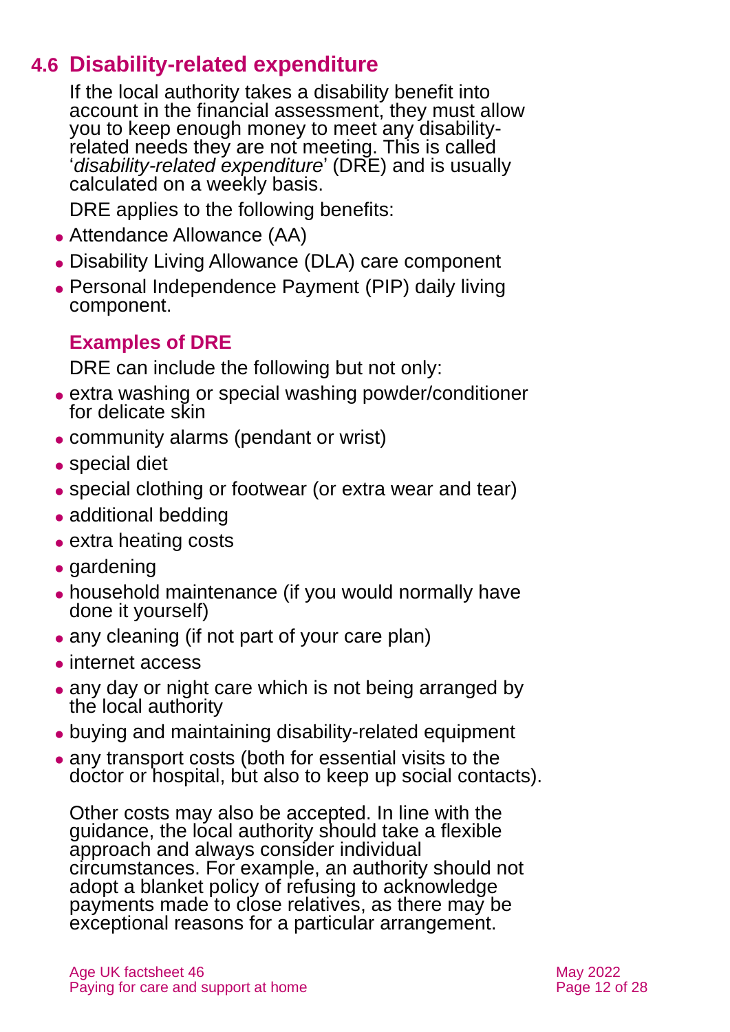## 4.6 Disability-related expenditure

If the local authority takes a disability benefit into account in the financial assessment, they must allow you to keep enough money to meet any disability-related needs they are not meeting. This is called '*disability-related expenditure*' (DRE) and is usually calculated on a weekly basis.

DRE applies to the following benefits:

- Attendance Allowance (AA)
- Disability Living Allowance (DLA) care component
- Personal Independence Payment (PIP) daily living component.

### Examples of DRE

DRE can include the following but not only:

- extra washing or special washing powder/conditioner for delicate skin
- community alarms (pendant or wrist)
- special diet
- special clothing or footwear (or extra wear and tear)
- additional bedding
- extra heating costs
- gardening
- household maintenance (if you would normally have done it yourself)
- any cleaning (if not part of your care plan)
- internet access
- any day or night care which is not being arranged by the local authority
- buying and maintaining disability-related equipment
- any transport costs (both for essential visits to the doctor or hospital, but also to keep up social contacts).

Other costs may also be accepted. In line with the guidance, the local authority should take a flexible approach and always consider individual circumstances. For example, an authority should not adopt a blanket policy of refusing to acknowledge payments made to close relatives, as there may be exceptional reasons for a particular arrangement.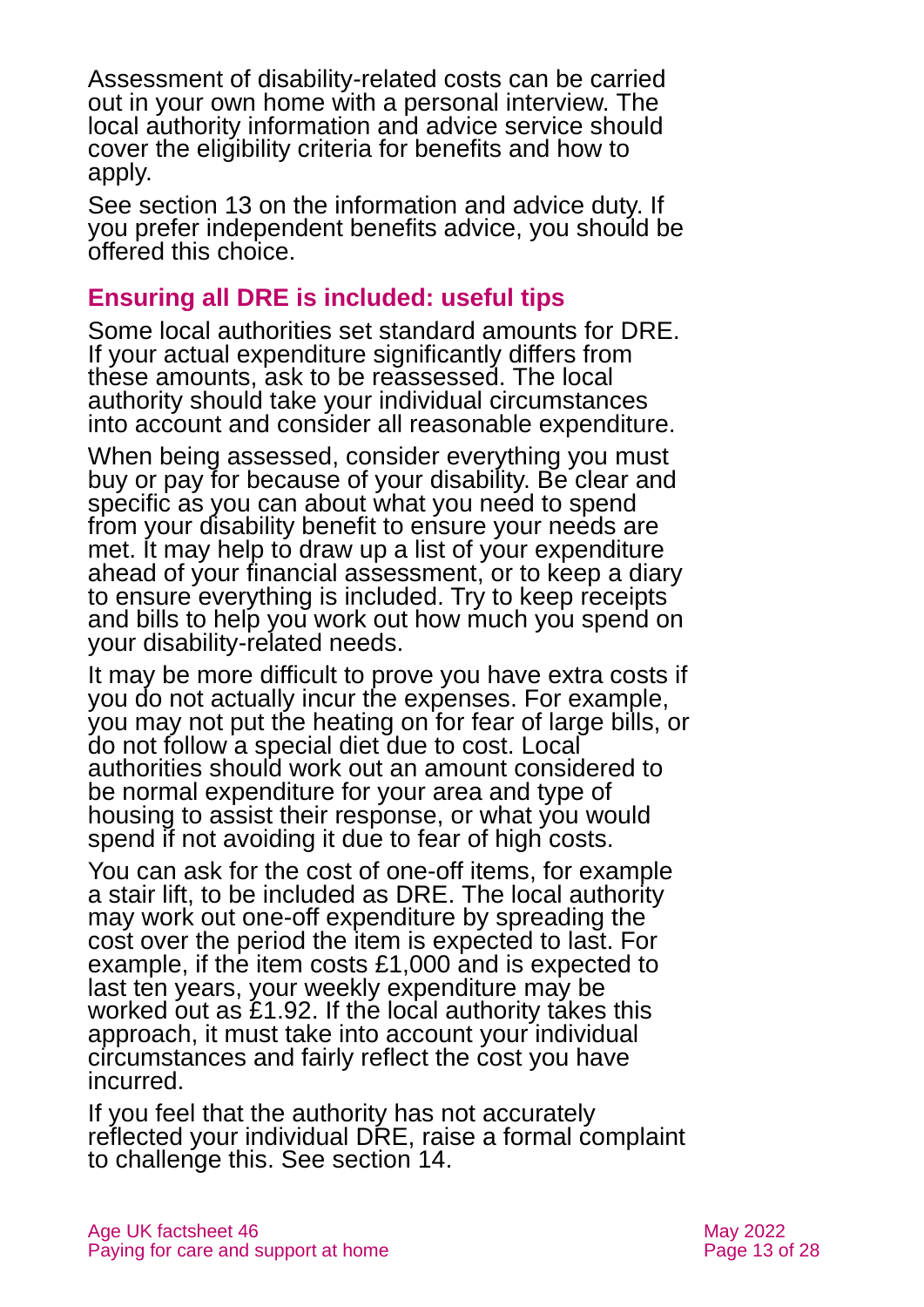Assessment of disability-related costs can be carried out in your own home with a personal interview. The local authority information and advice service should cover the eligibility criteria for benefits and how to apply.

See section 13 on the information and advice duty. If you prefer independent benefits advice, you should be offered this choice.

## Ensuring all DRE is included: useful tips

Some local authorities set standard amounts for DRE. If your actual expenditure significantly differs from these amounts, ask to be reassessed. The local authority should take your individual circumstances into account and consider all reasonable expenditure.

When being assessed, consider everything you must buy or pay for because of your disability. Be clear and specific as you can about what you need to spend from your disability benefit to ensure your needs are met. It may help to draw up a list of your expenditure ahead of your financial assessment, or to keep a diary to ensure everything is included. Try to keep receipts and bills to help you work out how much you spend on your disability-related needs.

It may be more difficult to prove you have extra costs if you do not actually incur the expenses. For example, you may not put the heating on for fear of large bills, or do not follow a special diet due to cost. Local authorities should work out an amount considered to be normal expenditure for your area and type of housing to assist their response, or what you would spend if not avoiding it due to fear of high costs.

You can ask for the cost of one-off items, for example a stair lift, to be included as DRE. The local authority may work out one-off expenditure by spreading the cost over the period the item is expected to last. For example, if the item costs £1,000 and is expected to last ten years, your weekly expenditure may be worked out as £1.92. If the local authority takes this approach, it must take into account your individual circumstances and fairly reflect the cost you have incurred.

If you feel that the authority has not accurately reflected your individual DRE, raise a formal complaint to challenge this. See section 14.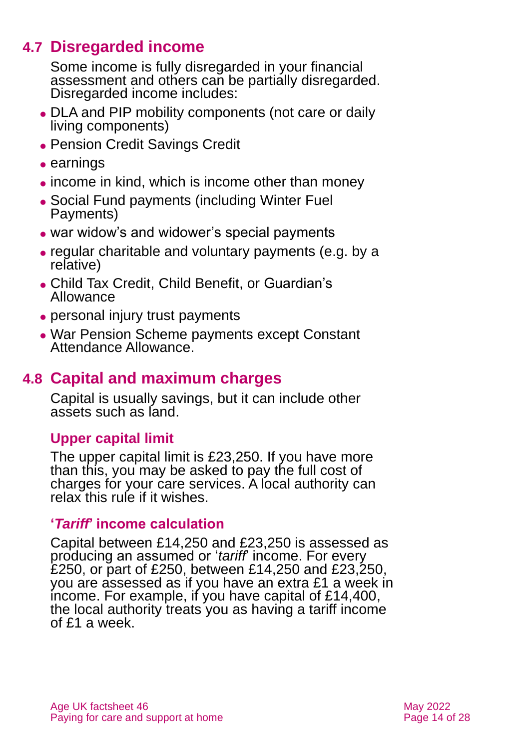## 4.7 Disregarded income

Some income is fully disregarded in your financial assessment and others can be partially disregarded. Disregarded income includes:

- DLA and PIP mobility components (not care or daily living components)
- Pension Credit Savings Credit
- earnings
- income in kind, which is income other than money
- Social Fund payments (including Winter Fuel Payments)
- war widow's and widower's special payments
- regular charitable and voluntary payments (e.g. by a relative)
- Child Tax Credit, Child Benefit, or Guardian's Allowance
- personal injury trust payments
- War Pension Scheme payments except Constant Attendance Allowance.

## 4.8 Capital and maximum charges

Capital is usually savings, but it can include other assets such as land.

### Upper capital limit

The upper capital limit is £23,250. If you have more than this, you may be asked to pay the full cost of charges for your care services. A local authority can relax this rule if it wishes.

### '*Tariff*' income calculation

Capital between £14,250 and £23,250 is assessed as producing an assumed or '*tariff*' income. For every £250, or part of £250, between £14,250 and £23,250, you are assessed as if you have an extra £1 a week in income. For example, if you have capital of £14,400, the local authority treats you as having a tariff income of £1 a week.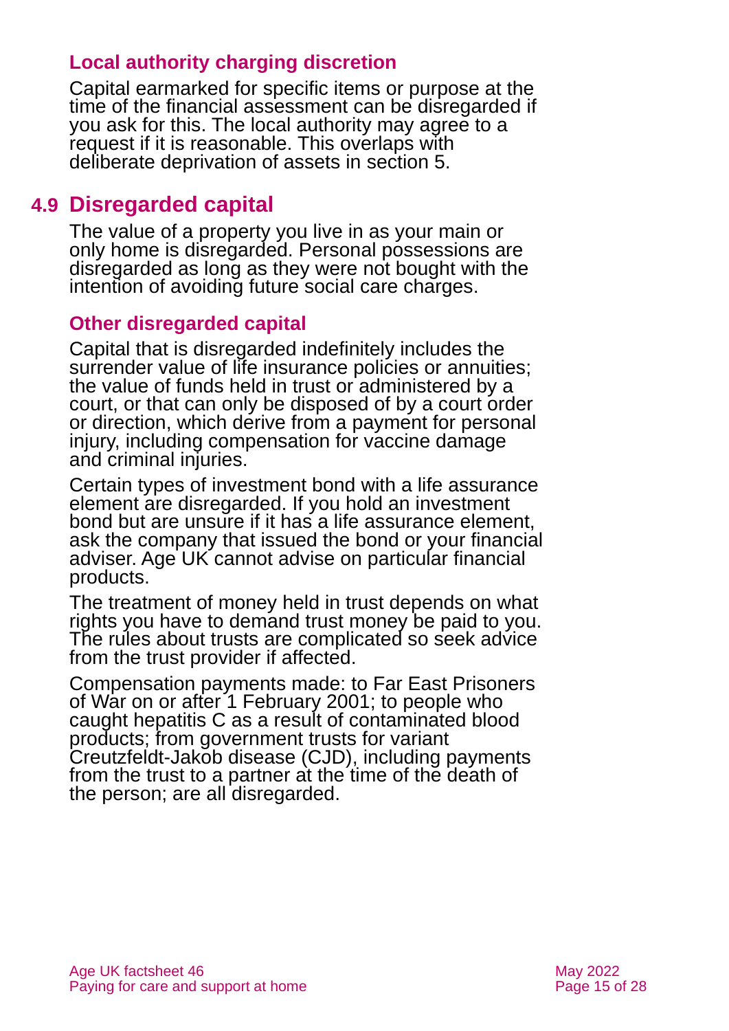### Local authority charging discretion

Capital earmarked for specific items or purpose at the time of the financial assessment can be disregarded if you ask for this. The local authority may agree to a request if it is reasonable. This overlaps with deliberate deprivation of assets in section 5.

## 4.9 Disregarded capital

The value of a property you live in as your main or only home is disregarded. Personal possessions are disregarded as long as they were not bought with the intention of avoiding future social care charges.

### Other disregarded capital

Capital that is disregarded indefinitely includes the surrender value of life insurance policies or annuities; the value of funds held in trust or administered by a court, or that can only be disposed of by a court order or direction, which derive from a payment for personal injury, including compensation for vaccine damage and criminal injuries.

Certain types of investment bond with a life assurance element are disregarded. If you hold an investment bond but are unsure if it has a life assurance element, ask the company that issued the bond or your financial adviser. Age UK cannot advise on particular financial products.

The treatment of money held in trust depends on what rights you have to demand trust money be paid to you. The rules about trusts are complicated so seek advice from the trust provider if affected.

Compensation payments made: to Far East Prisoners of War on or after 1 February 2001; to people who caught hepatitis C as a result of contaminated blood products; from government trusts for variant Creutzfeldt-Jakob disease (CJD), including payments from the trust to a partner at the time of the death of the person; are all disregarded.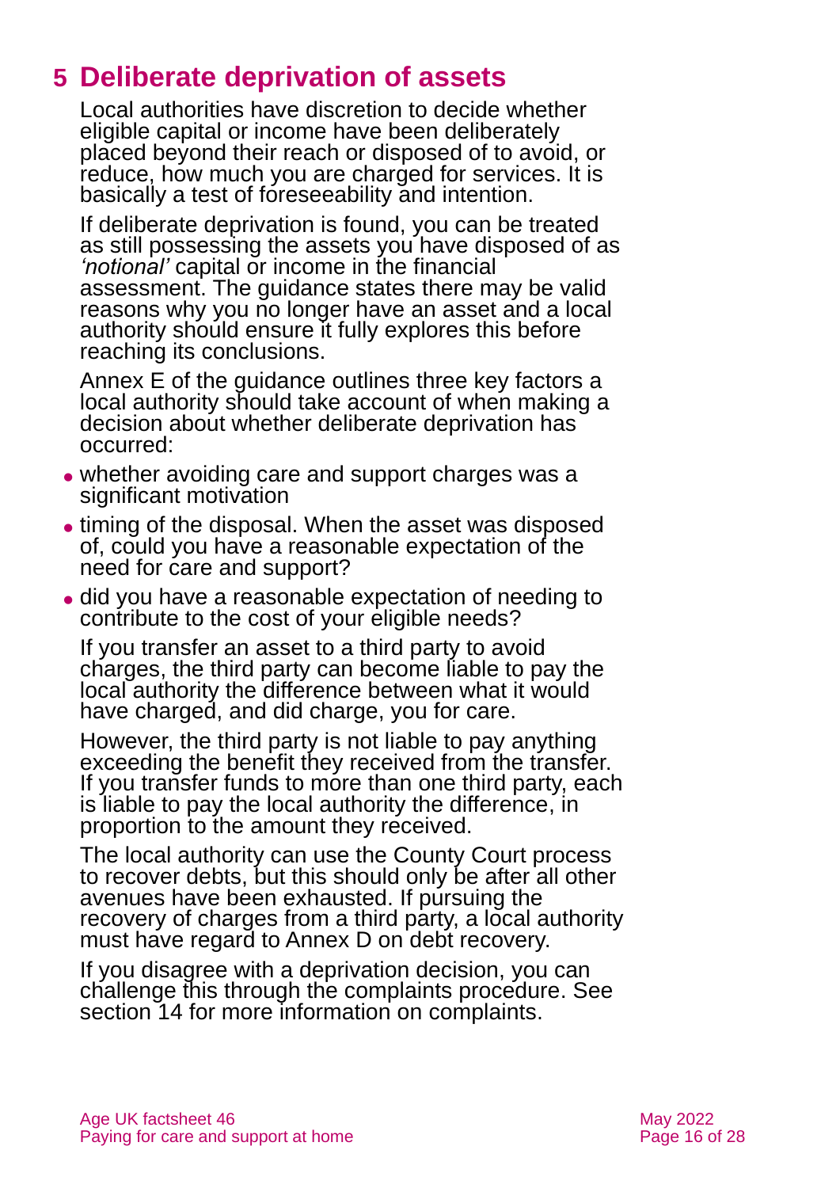# 5 Deliberate deprivation of assets

Local authorities have discretion to decide whether eligible capital or income have been deliberately placed beyond their reach or disposed of to avoid, or reduce, how much you are charged for services. It is basically a test of foreseeability and intention.

If deliberate deprivation is found, you can be treated as still possessing the assets you have disposed of as *'notional'* capital or income in the financial assessment. The guidance states there may be valid reasons why you no longer have an asset and a local authority should ensure it fully explores this before reaching its conclusions.

Annex E of the guidance outlines three key factors a local authority should take account of when making a decision about whether deliberate deprivation has occurred:

- whether avoiding care and support charges was a significant motivation
- timing of the disposal. When the asset was disposed of, could you have a reasonable expectation of the need for care and support?
- did you have a reasonable expectation of needing to contribute to the cost of your eligible needs?

If you transfer an asset to a third party to avoid charges, the third party can become liable to pay the local authority the difference between what it would have charged, and did charge, you for care.

However, the third party is not liable to pay anything exceeding the benefit they received from the transfer. If you transfer funds to more than one third party, each is liable to pay the local authority the difference, in proportion to the amount they received.

The local authority can use the County Court process to recover debts, but this should only be after all other avenues have been exhausted. If pursuing the recovery of charges from a third party, a local authority must have regard to Annex D on debt recovery.

If you disagree with a deprivation decision, you can challenge this through the complaints procedure. See section 14 for more information on complaints.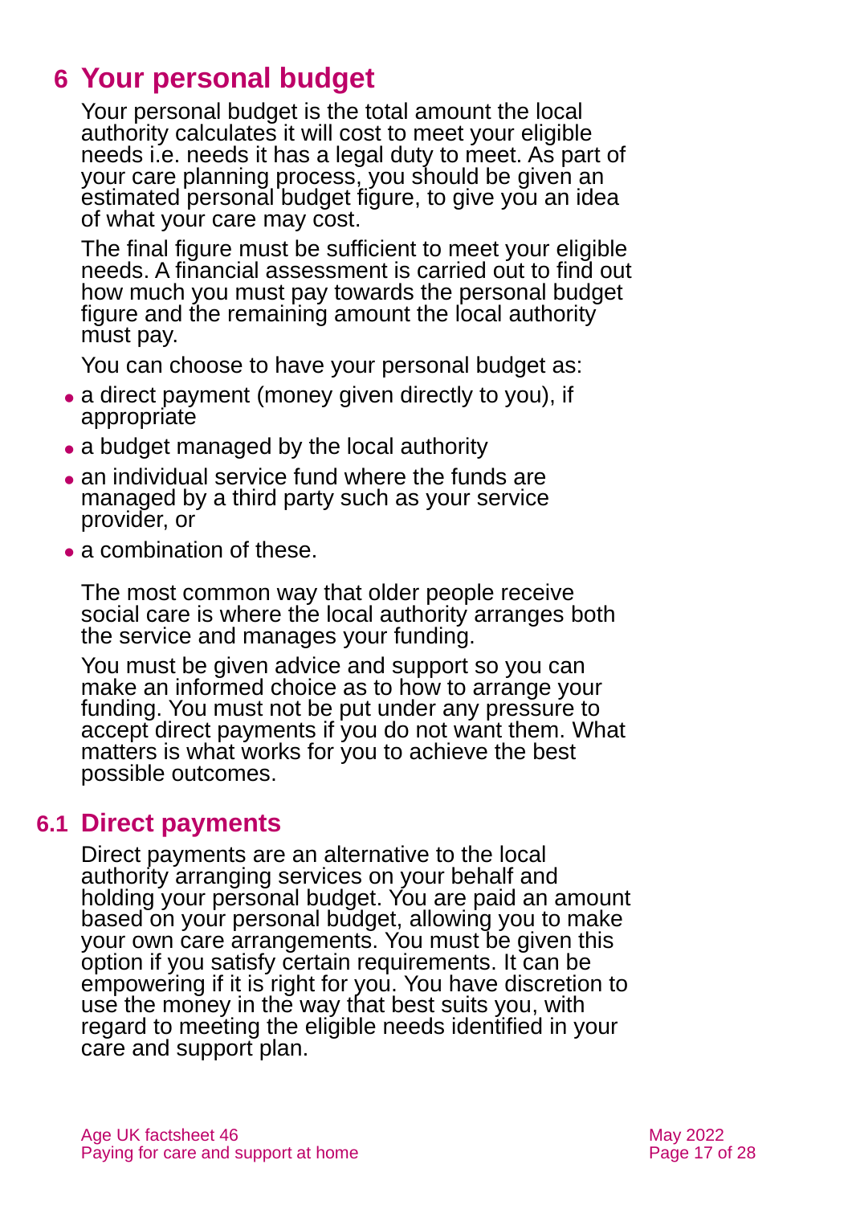# 6 Your personal budget

Your personal budget is the total amount the local authority calculates it will cost to meet your eligible needs i.e. needs it has a legal duty to meet. As part of your care planning process, you should be given an estimated personal budget figure, to give you an idea of what your care may cost.

The final figure must be sufficient to meet your eligible needs. A financial assessment is carried out to find out how much you must pay towards the personal budget figure and the remaining amount the local authority must pay.

You can choose to have your personal budget as:

- a direct payment (money given directly to you), if appropriate
- a budget managed by the local authority
- an individual service fund where the funds are managed by a third party such as your service provider, or
- a combination of these.

The most common way that older people receive social care is where the local authority arranges both the service and manages your funding.

You must be given advice and support so you can make an informed choice as to how to arrange your funding. You must not be put under any pressure to accept direct payments if you do not want them. What matters is what works for you to achieve the best possible outcomes.

## 6.1 Direct payments

Direct payments are an alternative to the local authority arranging services on your behalf and holding your personal budget. You are paid an amount based on your personal budget, allowing you to make your own care arrangements. You must be given this option if you satisfy certain requirements. It can be empowering if it is right for you. You have discretion to use the money in the way that best suits you, with regard to meeting the eligible needs identified in your care and support plan.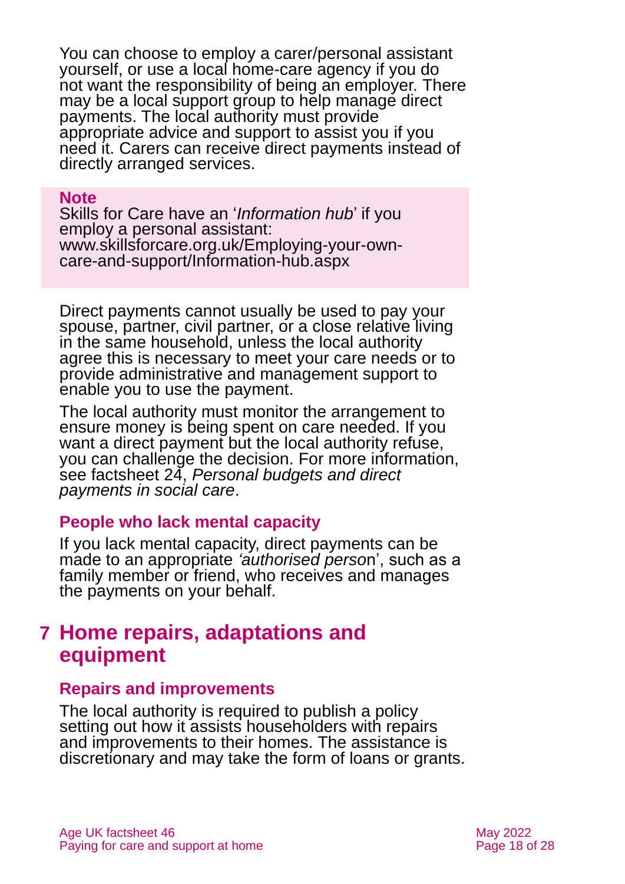You can choose to employ a carer/personal assistant yourself, or use a local home-care agency if you do not want the responsibility of being an employer. There may be a local support group to help manage direct payments. The local authority must provide appropriate advice and support to assist you if you need it. Carers can receive direct payments instead of directly arranged services.

> **Note**
> Skills for Care have an '*Information hub*' if you employ a personal assistant: www.skillsforcare.org.uk/Employing-your-own-care-and-support/Information-hub.aspx

Direct payments cannot usually be used to pay your spouse, partner, civil partner, or a close relative living in the same household, unless the local authority agree this is necessary to meet your care needs or to provide administrative and management support to enable you to use the payment.

The local authority must monitor the arrangement to ensure money is being spent on care needed. If you want a direct payment but the local authority refuse, you can challenge the decision. For more information, see factsheet 24, *Personal budgets and direct payments in social care*.

### People who lack mental capacity

If you lack mental capacity, direct payments can be made to an appropriate *'authorised person'*, such as a family member or friend, who receives and manages the payments on your behalf.

## 7 Home repairs, adaptations and equipment

### Repairs and improvements

The local authority is required to publish a policy setting out how it assists householders with repairs and improvements to their homes. The assistance is discretionary and may take the form of loans or grants.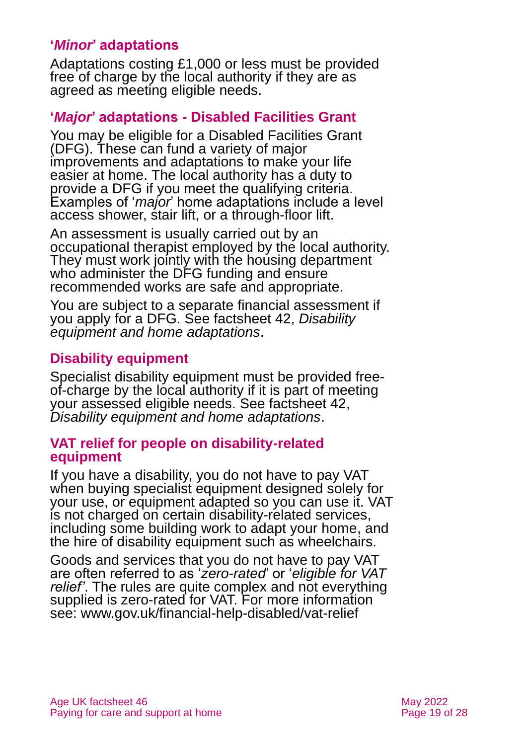### '*Minor*' adaptations

Adaptations costing £1,000 or less must be provided free of charge by the local authority if they are as agreed as meeting eligible needs.

### '*Major*' adaptations - Disabled Facilities Grant

You may be eligible for a Disabled Facilities Grant (DFG). These can fund a variety of major improvements and adaptations to make your life easier at home. The local authority has a duty to provide a DFG if you meet the qualifying criteria. Examples of '*major*' home adaptations include a level access shower, stair lift, or a through-floor lift.

An assessment is usually carried out by an occupational therapist employed by the local authority. They must work jointly with the housing department who administer the DFG funding and ensure recommended works are safe and appropriate.

You are subject to a separate financial assessment if you apply for a DFG. See factsheet 42, *Disability equipment and home adaptations*.

### Disability equipment

Specialist disability equipment must be provided free-of-charge by the local authority if it is part of meeting your assessed eligible needs. See factsheet 42, *Disability equipment and home adaptations*.

#### VAT relief for people on disability-related equipment

If you have a disability, you do not have to pay VAT when buying specialist equipment designed solely for your use, or equipment adapted so you can use it. VAT is not charged on certain disability-related services, including some building work to adapt your home, and the hire of disability equipment such as wheelchairs.

Goods and services that you do not have to pay VAT are often referred to as '*zero-rated*' or '*eligible for VAT relief'*. The rules are quite complex and not everything supplied is zero-rated for VAT. For more information see: www.gov.uk/financial-help-disabled/vat-relief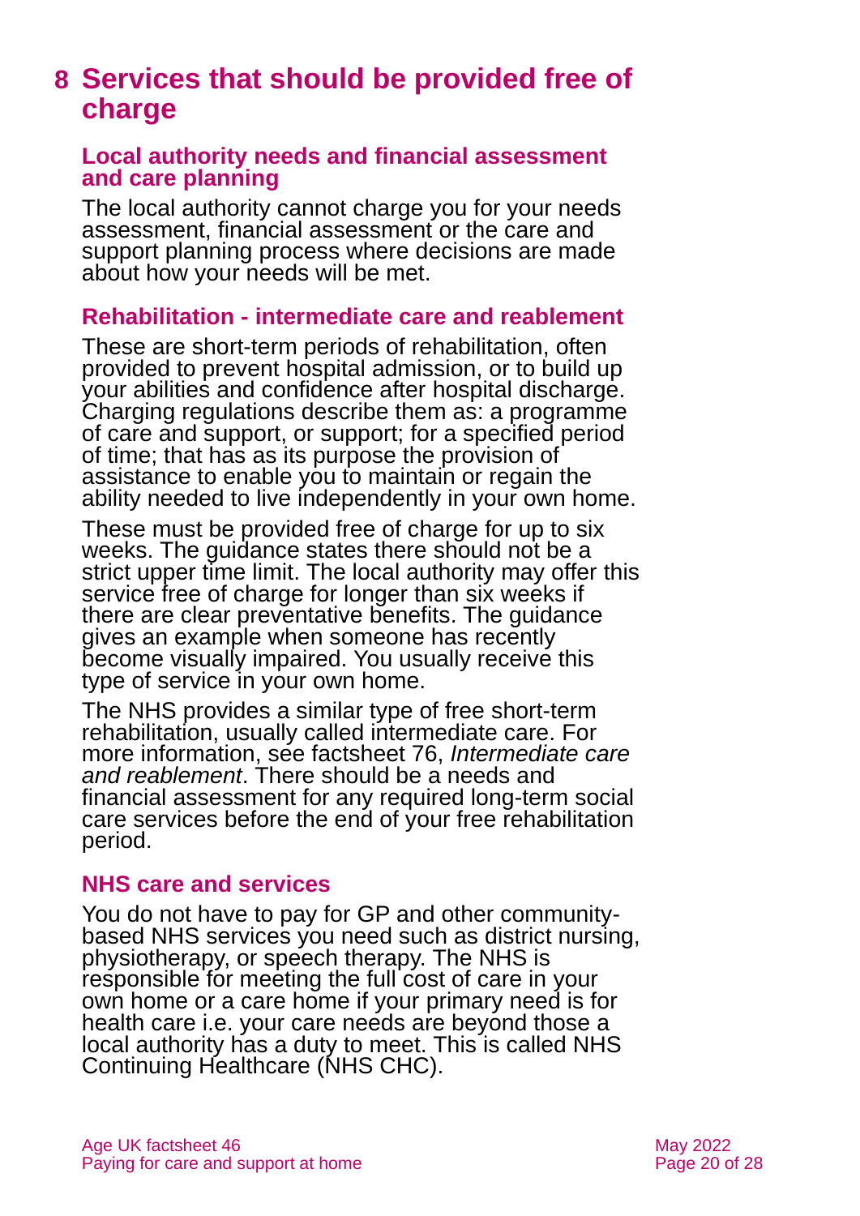# 8 Services that should be provided free of charge

## Local authority needs and financial assessment and care planning

The local authority cannot charge you for your needs assessment, financial assessment or the care and support planning process where decisions are made about how your needs will be met.

## Rehabilitation - intermediate care and reablement

These are short-term periods of rehabilitation, often provided to prevent hospital admission, or to build up your abilities and confidence after hospital discharge. Charging regulations describe them as: a programme of care and support, or support; for a specified period of time; that has as its purpose the provision of assistance to enable you to maintain or regain the ability needed to live independently in your own home.

These must be provided free of charge for up to six weeks. The guidance states there should not be a strict upper time limit. The local authority may offer this service free of charge for longer than six weeks if there are clear preventative benefits. The guidance gives an example when someone has recently become visually impaired. You usually receive this type of service in your own home.

The NHS provides a similar type of free short-term rehabilitation, usually called intermediate care. For more information, see factsheet 76, *Intermediate care and reablement*. There should be a needs and financial assessment for any required long-term social care services before the end of your free rehabilitation period.

## NHS care and services

You do not have to pay for GP and other community-based NHS services you need such as district nursing, physiotherapy, or speech therapy. The NHS is responsible for meeting the full cost of care in your own home or a care home if your primary need is for health care i.e. your care needs are beyond those a local authority has a duty to meet. This is called NHS Continuing Healthcare (NHS CHC).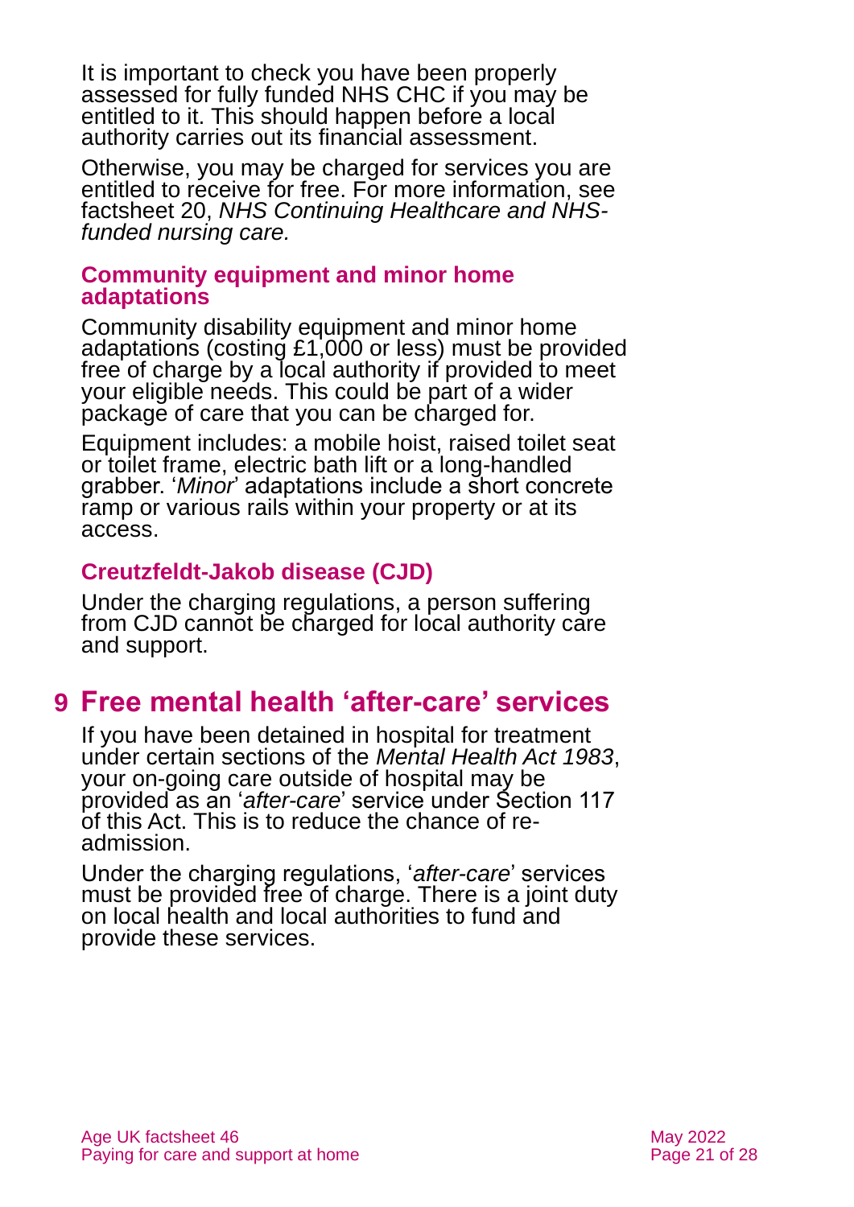It is important to check you have been properly assessed for fully funded NHS CHC if you may be entitled to it. This should happen before a local authority carries out its financial assessment.

Otherwise, you may be charged for services you are entitled to receive for free. For more information, see factsheet 20, *NHS Continuing Healthcare and NHS-funded nursing care.*

### Community equipment and minor home adaptations

Community disability equipment and minor home adaptations (costing £1,000 or less) must be provided free of charge by a local authority if provided to meet your eligible needs. This could be part of a wider package of care that you can be charged for.

Equipment includes: a mobile hoist, raised toilet seat or toilet frame, electric bath lift or a long-handled grabber. '*Minor*' adaptations include a short concrete ramp or various rails within your property or at its access.

### Creutzfeldt-Jakob disease (CJD)

Under the charging regulations, a person suffering from CJD cannot be charged for local authority care and support.

## 9 Free mental health 'after-care' services

If you have been detained in hospital for treatment under certain sections of the *Mental Health Act 1983*, your on-going care outside of hospital may be provided as an '*after-care*' service under Section 117 of this Act. This is to reduce the chance of re-admission.

Under the charging regulations, '*after-care*' services must be provided free of charge. There is a joint duty on local health and local authorities to fund and provide these services.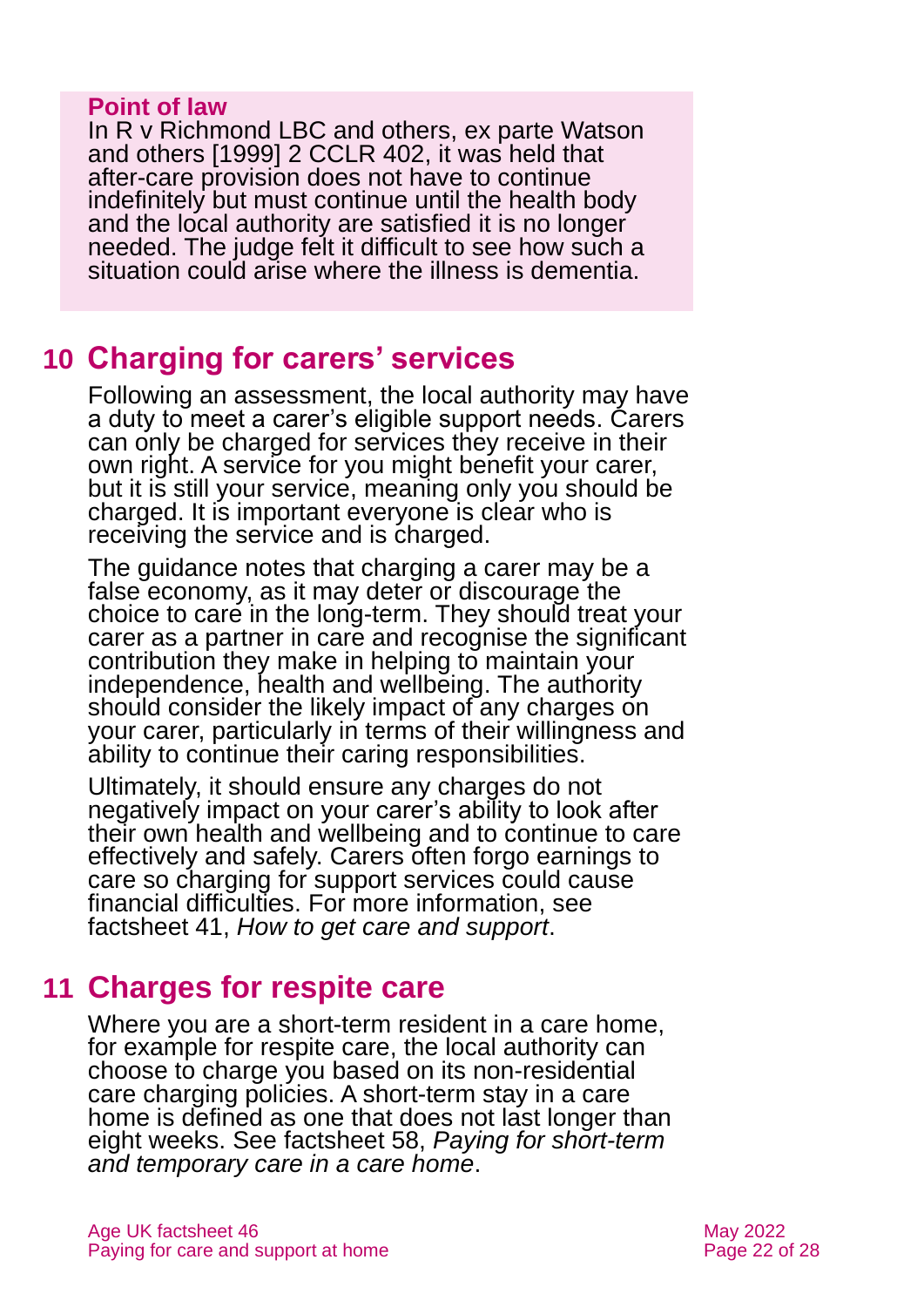**Point of law**

In R v Richmond LBC and others, ex parte Watson and others [1999] 2 CCLR 402, it was held that after-care provision does not have to continue indefinitely but must continue until the health body and the local authority are satisfied it is no longer needed. The judge felt it difficult to see how such a situation could arise where the illness is dementia.

## 10 Charging for carers' services

Following an assessment, the local authority may have a duty to meet a carer's eligible support needs. Carers can only be charged for services they receive in their own right. A service for you might benefit your carer, but it is still your service, meaning only you should be charged. It is important everyone is clear who is receiving the service and is charged.

The guidance notes that charging a carer may be a false economy, as it may deter or discourage the choice to care in the long-term. They should treat your carer as a partner in care and recognise the significant contribution they make in helping to maintain your independence, health and wellbeing. The authority should consider the likely impact of any charges on your carer, particularly in terms of their willingness and ability to continue their caring responsibilities.

Ultimately, it should ensure any charges do not negatively impact on your carer's ability to look after their own health and wellbeing and to continue to care effectively and safely. Carers often forgo earnings to care so charging for support services could cause financial difficulties. For more information, see factsheet 41, *How to get care and support*.

## 11 Charges for respite care

Where you are a short-term resident in a care home, for example for respite care, the local authority can choose to charge you based on its non-residential care charging policies. A short-term stay in a care home is defined as one that does not last longer than eight weeks. See factsheet 58, *Paying for short-term and temporary care in a care home*.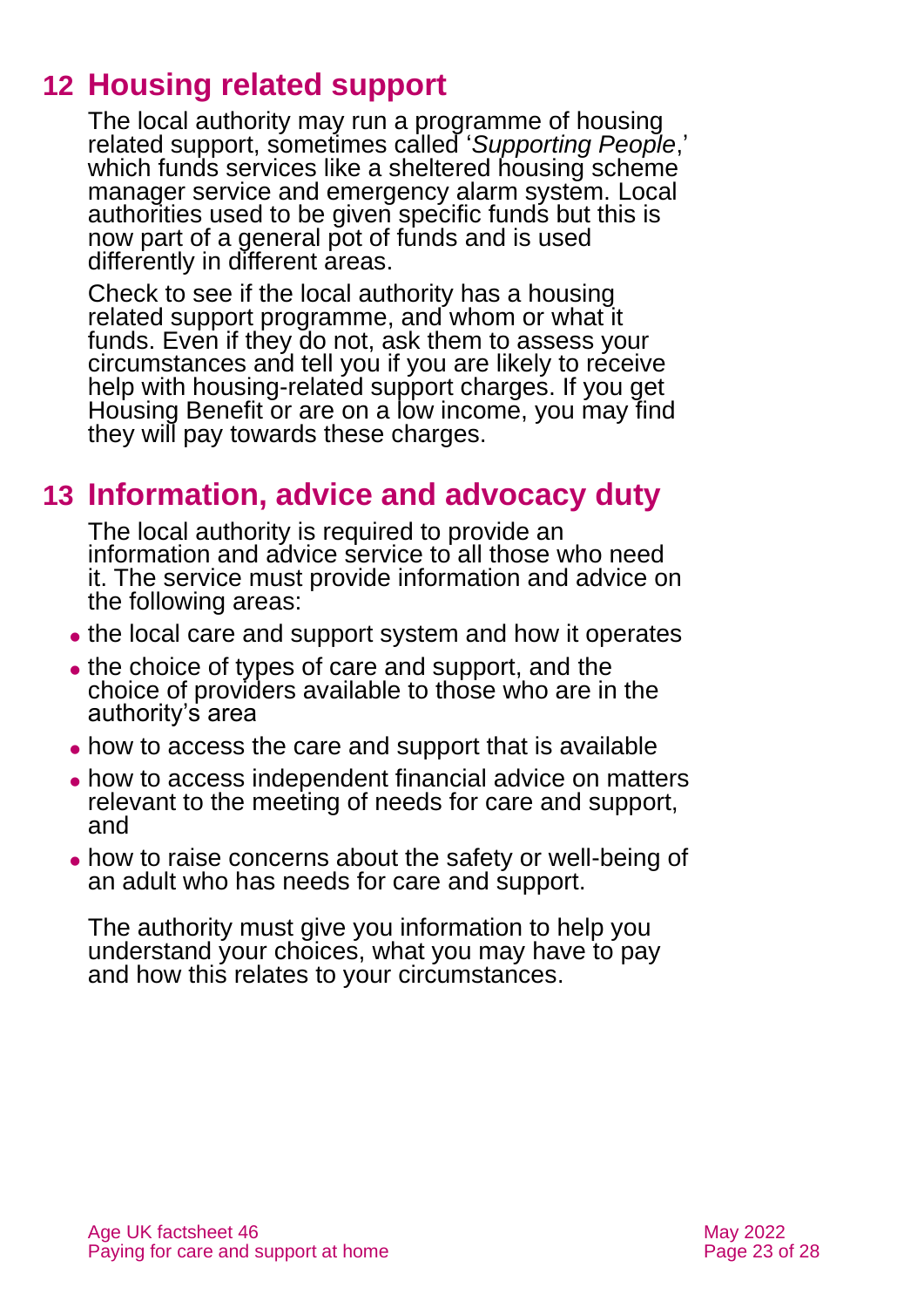## 12 Housing related support

The local authority may run a programme of housing related support, sometimes called '*Supporting People*,' which funds services like a sheltered housing scheme manager service and emergency alarm system. Local authorities used to be given specific funds but this is now part of a general pot of funds and is used differently in different areas.

Check to see if the local authority has a housing related support programme, and whom or what it funds. Even if they do not, ask them to assess your circumstances and tell you if you are likely to receive help with housing-related support charges. If you get Housing Benefit or are on a low income, you may find they will pay towards these charges.

## 13 Information, advice and advocacy duty

The local authority is required to provide an information and advice service to all those who need it. The service must provide information and advice on the following areas:

- the local care and support system and how it operates
- the choice of types of care and support, and the choice of providers available to those who are in the authority's area
- how to access the care and support that is available
- how to access independent financial advice on matters relevant to the meeting of needs for care and support, and
- how to raise concerns about the safety or well-being of an adult who has needs for care and support.

The authority must give you information to help you understand your choices, what you may have to pay and how this relates to your circumstances.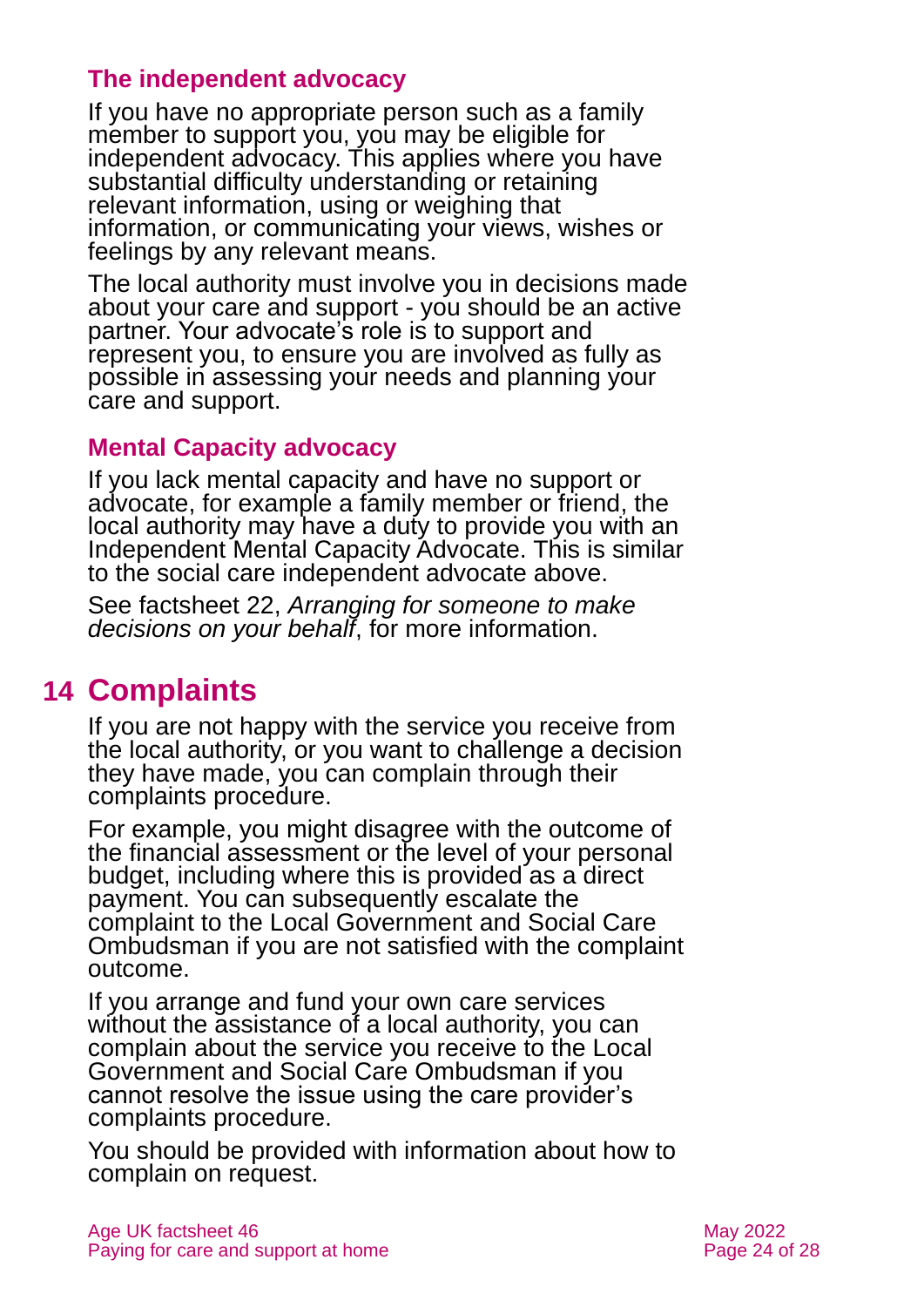### The independent advocacy

If you have no appropriate person such as a family member to support you, you may be eligible for independent advocacy. This applies where you have substantial difficulty understanding or retaining relevant information, using or weighing that information, or communicating your views, wishes or feelings by any relevant means.

The local authority must involve you in decisions made about your care and support - you should be an active partner. Your advocate's role is to support and represent you, to ensure you are involved as fully as possible in assessing your needs and planning your care and support.

### Mental Capacity advocacy

If you lack mental capacity and have no support or advocate, for example a family member or friend, the local authority may have a duty to provide you with an Independent Mental Capacity Advocate. This is similar to the social care independent advocate above.

See factsheet 22, *Arranging for someone to make decisions on your behalf*, for more information.

## 14 Complaints

If you are not happy with the service you receive from the local authority, or you want to challenge a decision they have made, you can complain through their complaints procedure.

For example, you might disagree with the outcome of the financial assessment or the level of your personal budget, including where this is provided as a direct payment. You can subsequently escalate the complaint to the Local Government and Social Care Ombudsman if you are not satisfied with the complaint outcome.

If you arrange and fund your own care services without the assistance of a local authority, you can complain about the service you receive to the Local Government and Social Care Ombudsman if you cannot resolve the issue using the care provider's complaints procedure.

You should be provided with information about how to complain on request.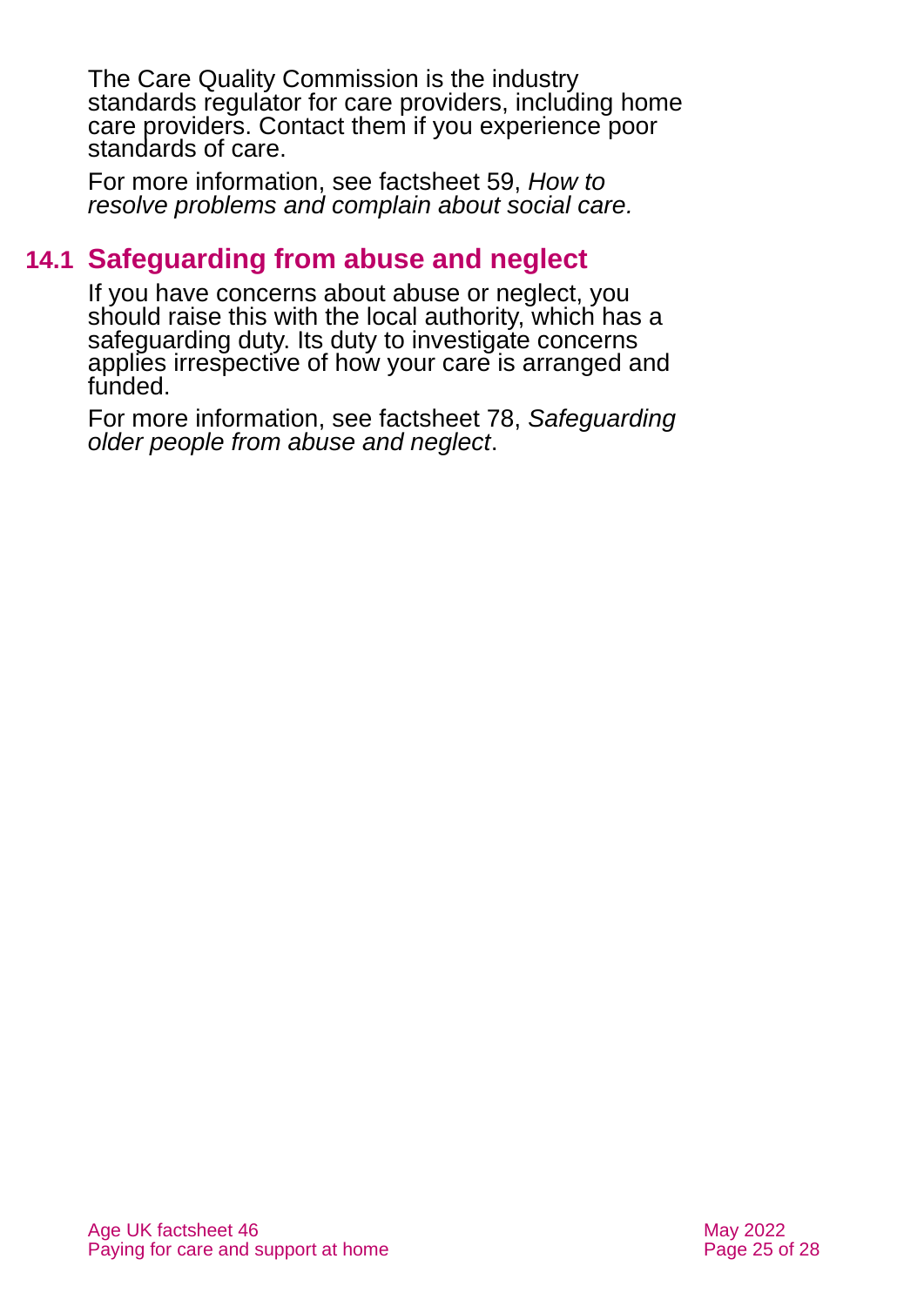The Care Quality Commission is the industry standards regulator for care providers, including home care providers. Contact them if you experience poor standards of care.

For more information, see factsheet 59, *How to resolve problems and complain about social care.*

## 14.1 Safeguarding from abuse and neglect

If you have concerns about abuse or neglect, you should raise this with the local authority, which has a safeguarding duty. Its duty to investigate concerns applies irrespective of how your care is arranged and funded.

For more information, see factsheet 78, *Safeguarding older people from abuse and neglect*.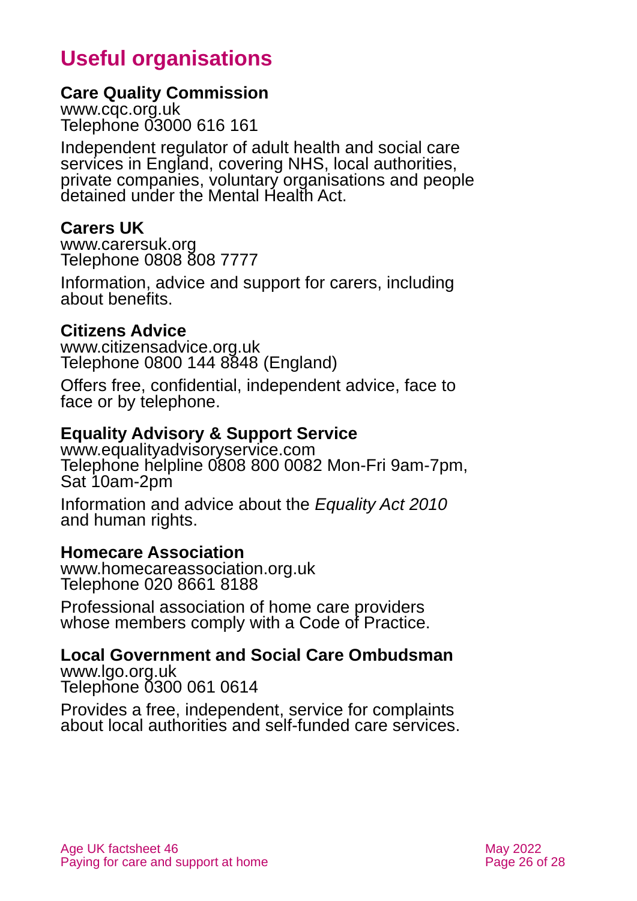## Useful organisations

**Care Quality Commission**
www.cqc.org.uk
Telephone 03000 616 161

Independent regulator of adult health and social care services in England, covering NHS, local authorities, private companies, voluntary organisations and people detained under the Mental Health Act.

**Carers UK**
www.carersuk.org
Telephone 0808 808 7777

Information, advice and support for carers, including about benefits.

**Citizens Advice**
www.citizensadvice.org.uk
Telephone 0800 144 8848 (England)

Offers free, confidential, independent advice, face to face or by telephone.

**Equality Advisory & Support Service**
www.equalityadvisoryservice.com
Telephone helpline 0808 800 0082 Mon-Fri 9am-7pm, Sat 10am-2pm

Information and advice about the *Equality Act 2010* and human rights.

**Homecare Association**
www.homecareassociation.org.uk
Telephone 020 8661 8188

Professional association of home care providers whose members comply with a Code of Practice.

**Local Government and Social Care Ombudsman**
www.lgo.org.uk
Telephone 0300 061 0614

Provides a free, independent, service for complaints about local authorities and self-funded care services.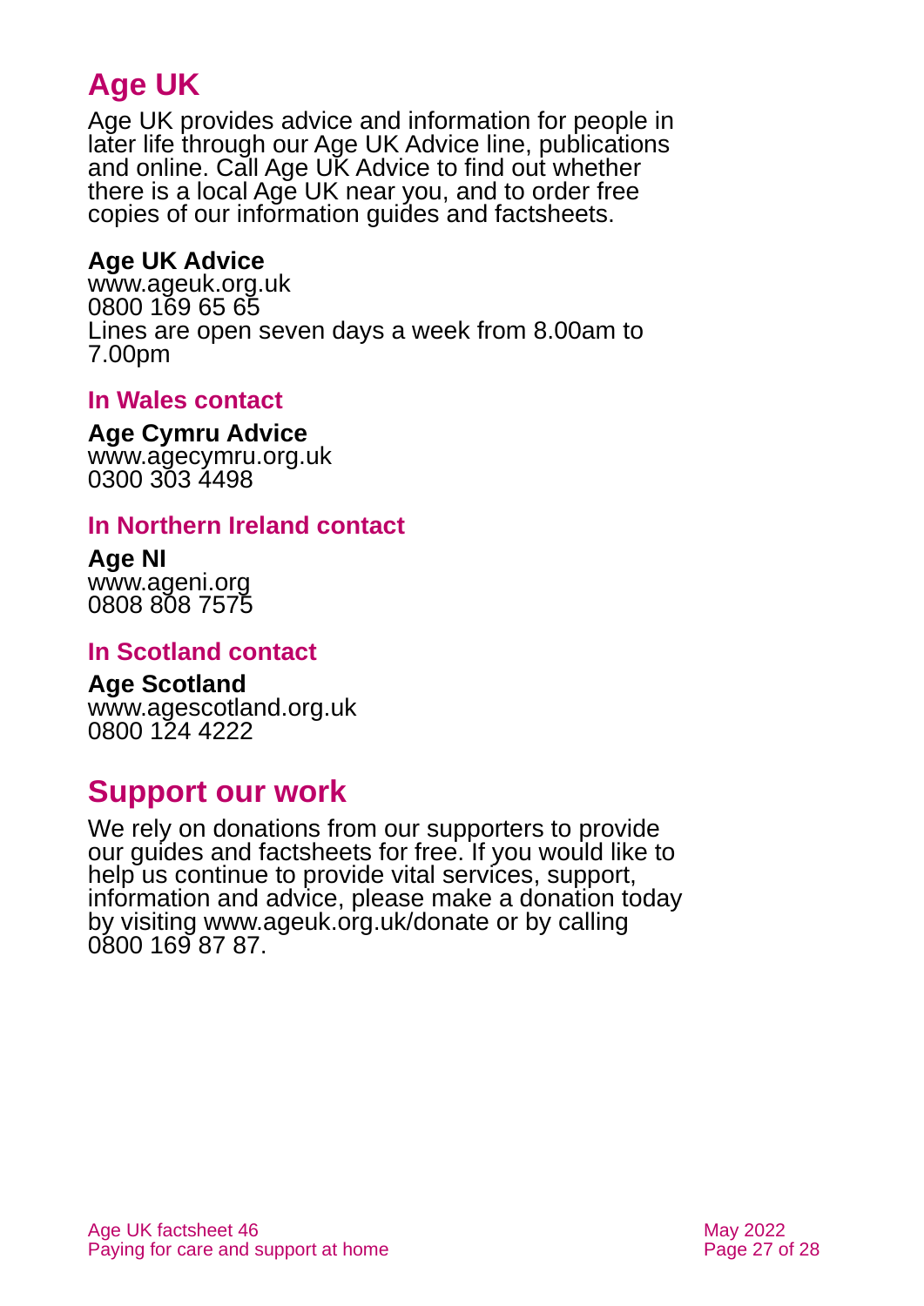# Age UK

Age UK provides advice and information for people in later life through our Age UK Advice line, publications and online. Call Age UK Advice to find out whether there is a local Age UK near you, and to order free copies of our information guides and factsheets.

**Age UK Advice**
www.ageuk.org.uk
0800 169 65 65
Lines are open seven days a week from 8.00am to 7.00pm

### In Wales contact

**Age Cymru Advice**
www.agecymru.org.uk
0300 303 4498

### In Northern Ireland contact

**Age NI**
www.ageni.org
0808 808 7575

### In Scotland contact

**Age Scotland**
www.agescotland.org.uk
0800 124 4222

# Support our work

We rely on donations from our supporters to provide our guides and factsheets for free. If you would like to help us continue to provide vital services, support, information and advice, please make a donation today by visiting www.ageuk.org.uk/donate or by calling 0800 169 87 87.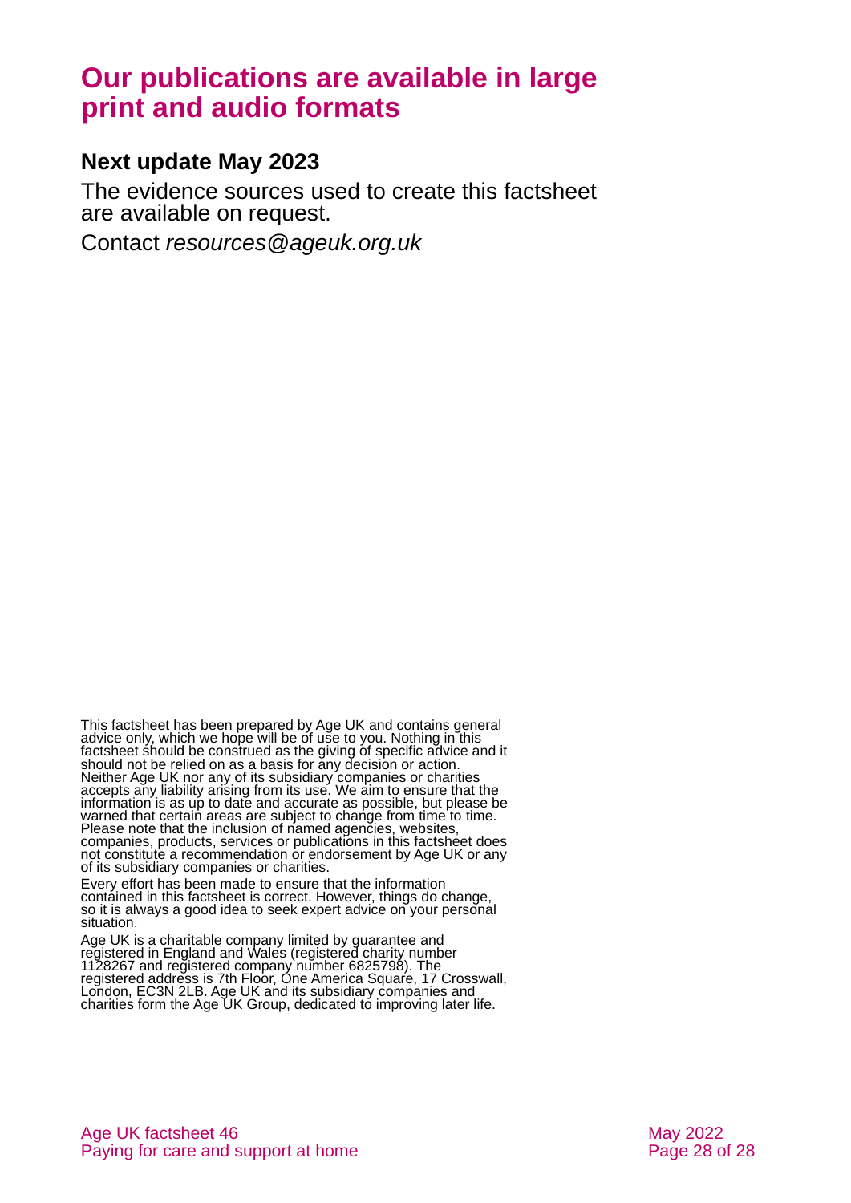# Our publications are available in large print and audio formats

## Next update May 2023

The evidence sources used to create this factsheet are available on request.

Contact *resources@ageuk.org.uk*

This factsheet has been prepared by Age UK and contains general advice only, which we hope will be of use to you. Nothing in this factsheet should be construed as the giving of specific advice and it should not be relied on as a basis for any decision or action. Neither Age UK nor any of its subsidiary companies or charities accepts any liability arising from its use. We aim to ensure that the information is as up to date and accurate as possible, but please be warned that certain areas are subject to change from time to time. Please note that the inclusion of named agencies, websites, companies, products, services or publications in this factsheet does not constitute a recommendation or endorsement by Age UK or any of its subsidiary companies or charities.

Every effort has been made to ensure that the information contained in this factsheet is correct. However, things do change, so it is always a good idea to seek expert advice on your personal situation.

Age UK is a charitable company limited by guarantee and registered in England and Wales (registered charity number 1128267 and registered company number 6825798). The registered address is 7th Floor, One America Square, 17 Crosswall, London, EC3N 2LB. Age UK and its subsidiary companies and charities form the Age UK Group, dedicated to improving later life.